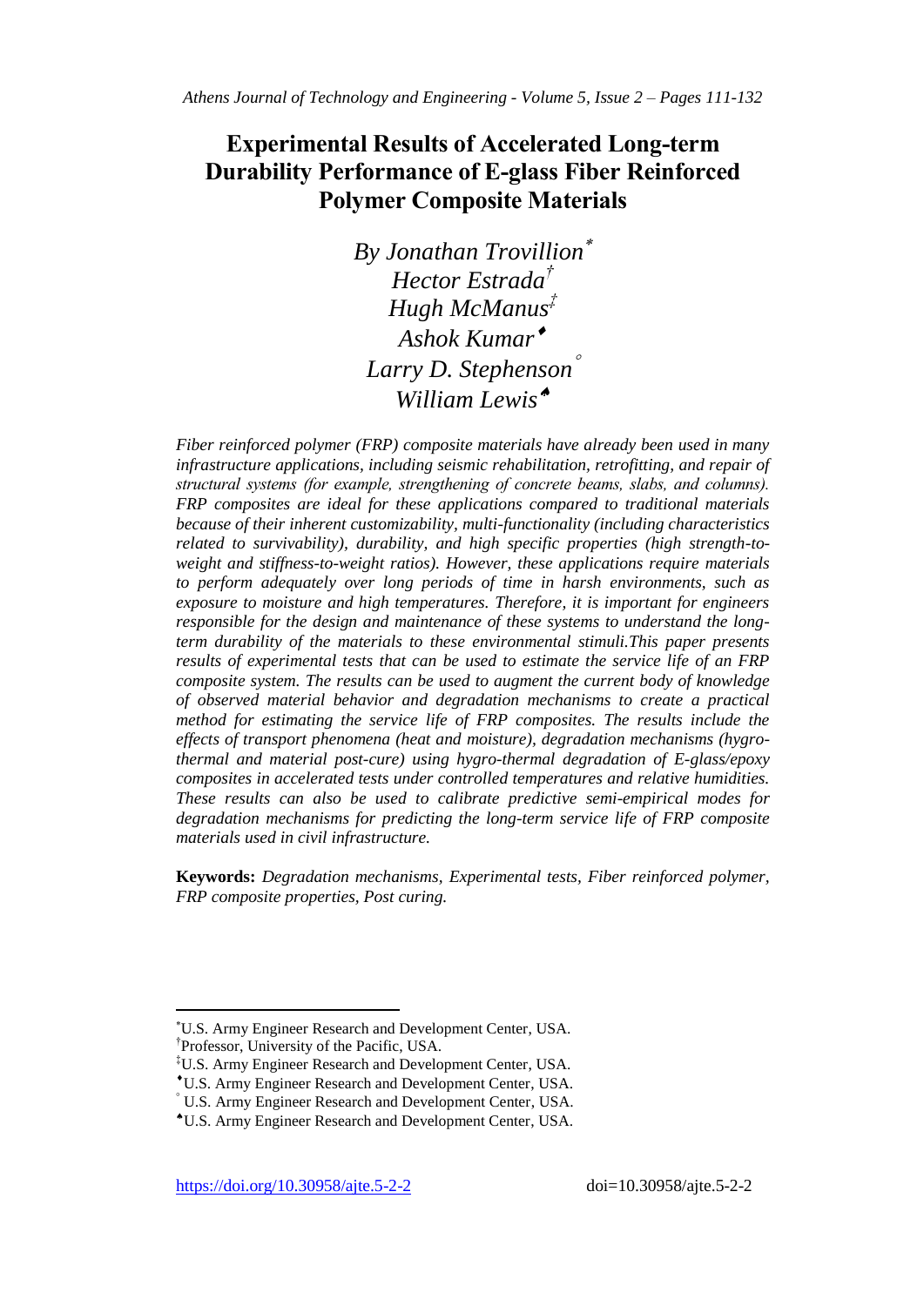# Experimental Results of Accelerated Long-term Durability Performance of E-glass Fiber Reinforced Polymer Composite Materials

*By Jonathan Trovillion[*]*
*Hector Estrada[†]*
*Hugh McManus[‡]*
*Ashok Kumar[♦]*
*Larry D. Stephenson[°]*
*William Lewis[♠]*

*Fiber reinforced polymer (FRP) composite materials have already been used in many infrastructure applications, including seismic rehabilitation, retrofitting, and repair of structural systems (for example, strengthening of concrete beams, slabs, and columns). FRP composites are ideal for these applications compared to traditional materials because of their inherent customizability, multi-functionality (including characteristics related to survivability), durability, and high specific properties (high strength-to-weight and stiffness-to-weight ratios). However, these applications require materials to perform adequately over long periods of time in harsh environments, such as exposure to moisture and high temperatures. Therefore, it is important for engineers responsible for the design and maintenance of these systems to understand the long-term durability of the materials to these environmental stimuli.This paper presents results of experimental tests that can be used to estimate the service life of an FRP composite system. The results can be used to augment the current body of knowledge of observed material behavior and degradation mechanisms to create a practical method for estimating the service life of FRP composites. The results include the effects of transport phenomena (heat and moisture), degradation mechanisms (hygro-thermal and material post-cure) using hygro-thermal degradation of E-glass/epoxy composites in accelerated tests under controlled temperatures and relative humidities. These results can also be used to calibrate predictive semi-empirical modes for degradation mechanisms for predicting the long-term service life of FRP composite materials used in civil infrastructure.*

**Keywords:** *Degradation mechanisms, Experimental tests, Fiber reinforced polymer, FRP composite properties, Post curing.*

---

[*] U.S. Army Engineer Research and Development Center, USA.
[†] Professor, University of the Pacific, USA.
[‡] U.S. Army Engineer Research and Development Center, USA.
[♦] U.S. Army Engineer Research and Development Center, USA.
[°] U.S. Army Engineer Research and Development Center, USA.
[♠] U.S. Army Engineer Research and Development Center, USA.

https://doi.org/10.30958/ajte.5-2-2 doi=10.30958/ajte.5-2-2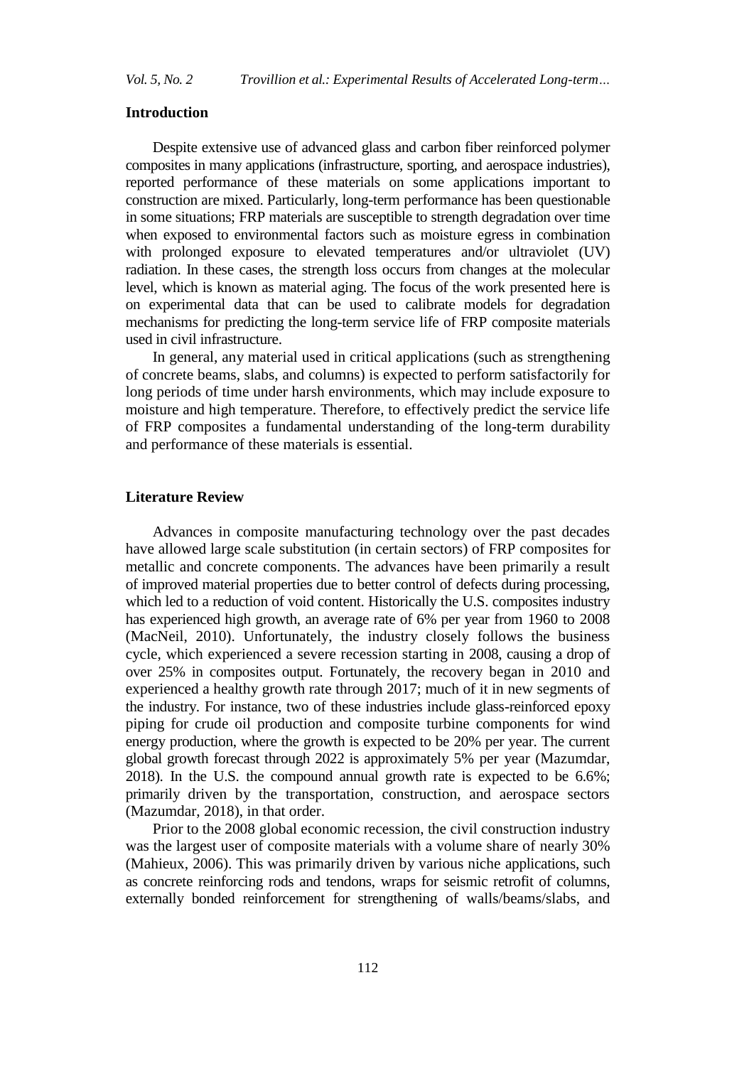## Introduction

Despite extensive use of advanced glass and carbon fiber reinforced polymer composites in many applications (infrastructure, sporting, and aerospace industries), reported performance of these materials on some applications important to construction are mixed. Particularly, long-term performance has been questionable in some situations; FRP materials are susceptible to strength degradation over time when exposed to environmental factors such as moisture egress in combination with prolonged exposure to elevated temperatures and/or ultraviolet (UV) radiation. In these cases, the strength loss occurs from changes at the molecular level, which is known as material aging. The focus of the work presented here is on experimental data that can be used to calibrate models for degradation mechanisms for predicting the long-term service life of FRP composite materials used in civil infrastructure.

In general, any material used in critical applications (such as strengthening of concrete beams, slabs, and columns) is expected to perform satisfactorily for long periods of time under harsh environments, which may include exposure to moisture and high temperature. Therefore, to effectively predict the service life of FRP composites a fundamental understanding of the long-term durability and performance of these materials is essential.

## Literature Review

Advances in composite manufacturing technology over the past decades have allowed large scale substitution (in certain sectors) of FRP composites for metallic and concrete components. The advances have been primarily a result of improved material properties due to better control of defects during processing, which led to a reduction of void content. Historically the U.S. composites industry has experienced high growth, an average rate of 6% per year from 1960 to 2008 (MacNeil, 2010). Unfortunately, the industry closely follows the business cycle, which experienced a severe recession starting in 2008, causing a drop of over 25% in composites output. Fortunately, the recovery began in 2010 and experienced a healthy growth rate through 2017; much of it in new segments of the industry. For instance, two of these industries include glass-reinforced epoxy piping for crude oil production and composite turbine components for wind energy production, where the growth is expected to be 20% per year. The current global growth forecast through 2022 is approximately 5% per year (Mazumdar, 2018). In the U.S. the compound annual growth rate is expected to be 6.6%; primarily driven by the transportation, construction, and aerospace sectors (Mazumdar, 2018), in that order.

Prior to the 2008 global economic recession, the civil construction industry was the largest user of composite materials with a volume share of nearly 30% (Mahieux, 2006). This was primarily driven by various niche applications, such as concrete reinforcing rods and tendons, wraps for seismic retrofit of columns, externally bonded reinforcement for strengthening of walls/beams/slabs, and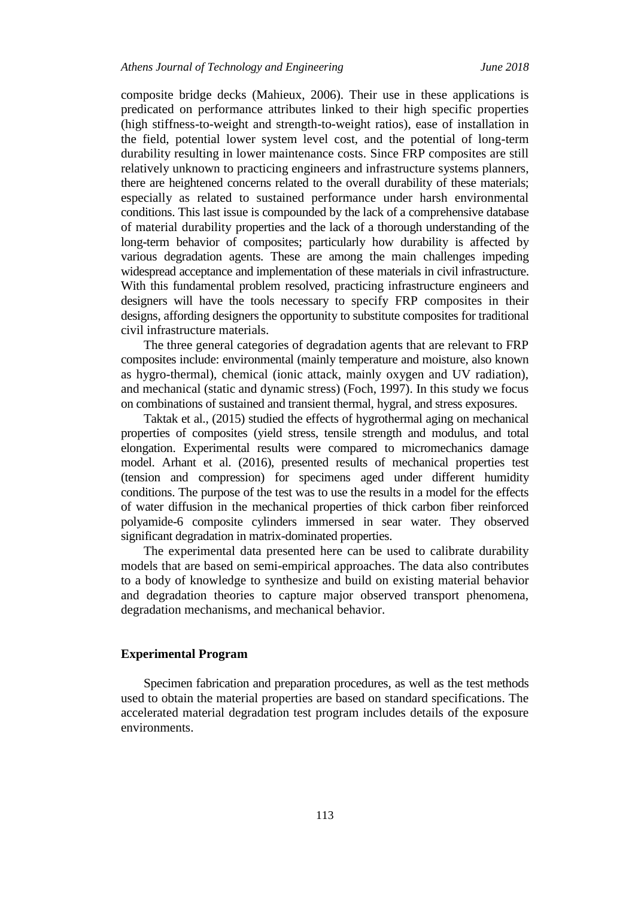composite bridge decks (Mahieux, 2006). Their use in these applications is predicated on performance attributes linked to their high specific properties (high stiffness-to-weight and strength-to-weight ratios), ease of installation in the field, potential lower system level cost, and the potential of long-term durability resulting in lower maintenance costs. Since FRP composites are still relatively unknown to practicing engineers and infrastructure systems planners, there are heightened concerns related to the overall durability of these materials; especially as related to sustained performance under harsh environmental conditions. This last issue is compounded by the lack of a comprehensive database of material durability properties and the lack of a thorough understanding of the long-term behavior of composites; particularly how durability is affected by various degradation agents. These are among the main challenges impeding widespread acceptance and implementation of these materials in civil infrastructure. With this fundamental problem resolved, practicing infrastructure engineers and designers will have the tools necessary to specify FRP composites in their designs, affording designers the opportunity to substitute composites for traditional civil infrastructure materials.

The three general categories of degradation agents that are relevant to FRP composites include: environmental (mainly temperature and moisture, also known as hygro-thermal), chemical (ionic attack, mainly oxygen and UV radiation), and mechanical (static and dynamic stress) (Foch, 1997). In this study we focus on combinations of sustained and transient thermal, hygral, and stress exposures.

Taktak et al., (2015) studied the effects of hygrothermal aging on mechanical properties of composites (yield stress, tensile strength and modulus, and total elongation. Experimental results were compared to micromechanics damage model. Arhant et al. (2016), presented results of mechanical properties test (tension and compression) for specimens aged under different humidity conditions. The purpose of the test was to use the results in a model for the effects of water diffusion in the mechanical properties of thick carbon fiber reinforced polyamide-6 composite cylinders immersed in sear water. They observed significant degradation in matrix-dominated properties.

The experimental data presented here can be used to calibrate durability models that are based on semi-empirical approaches. The data also contributes to a body of knowledge to synthesize and build on existing material behavior and degradation theories to capture major observed transport phenomena, degradation mechanisms, and mechanical behavior.

## Experimental Program

Specimen fabrication and preparation procedures, as well as the test methods used to obtain the material properties are based on standard specifications. The accelerated material degradation test program includes details of the exposure environments.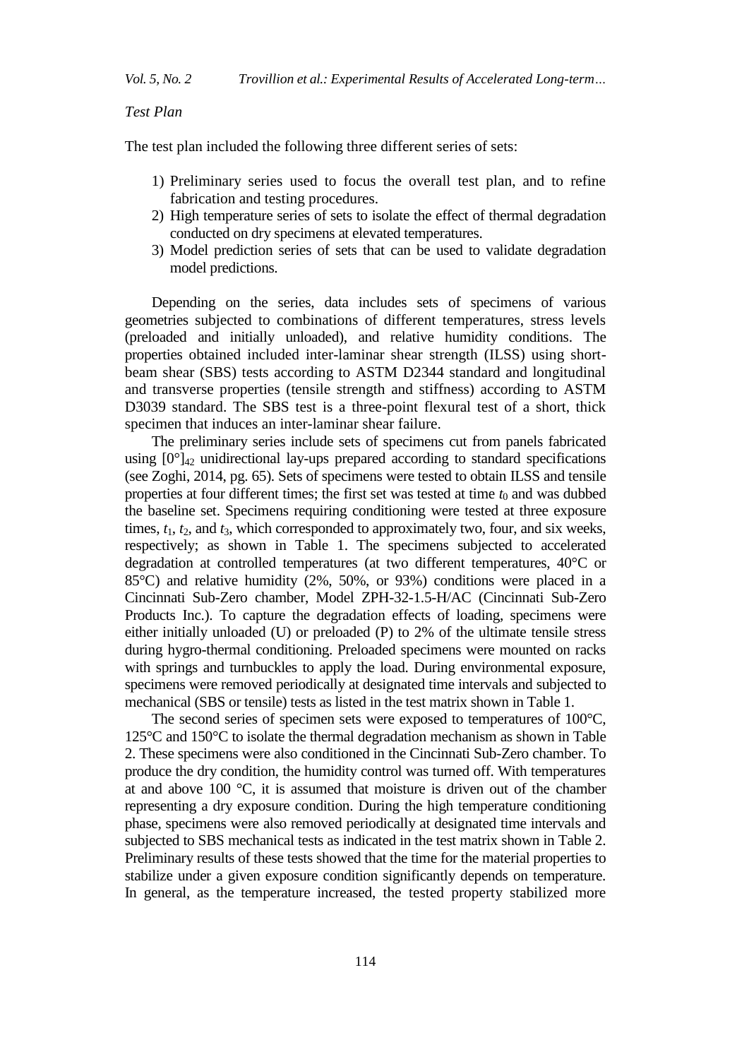*Test Plan*

The test plan included the following three different series of sets:

1) Preliminary series used to focus the overall test plan, and to refine fabrication and testing procedures.
2) High temperature series of sets to isolate the effect of thermal degradation conducted on dry specimens at elevated temperatures.
3) Model prediction series of sets that can be used to validate degradation model predictions.

Depending on the series, data includes sets of specimens of various geometries subjected to combinations of different temperatures, stress levels (preloaded and initially unloaded), and relative humidity conditions. The properties obtained included inter-laminar shear strength (ILSS) using short-beam shear (SBS) tests according to ASTM D2344 standard and longitudinal and transverse properties (tensile strength and stiffness) according to ASTM D3039 standard. The SBS test is a three-point flexural test of a short, thick specimen that induces an inter-laminar shear failure.

The preliminary series include sets of specimens cut from panels fabricated using $[0°]_{42}$ unidirectional lay-ups prepared according to standard specifications (see Zoghi, 2014, pg. 65). Sets of specimens were tested to obtain ILSS and tensile properties at four different times; the first set was tested at time $t_0$ and was dubbed the baseline set. Specimens requiring conditioning were tested at three exposure times, $t_1$, $t_2$, and $t_3$, which corresponded to approximately two, four, and six weeks, respectively; as shown in Table 1. The specimens subjected to accelerated degradation at controlled temperatures (at two different temperatures, 40°C or 85°C) and relative humidity (2%, 50%, or 93%) conditions were placed in a Cincinnati Sub-Zero chamber, Model ZPH-32-1.5-H/AC (Cincinnati Sub-Zero Products Inc.). To capture the degradation effects of loading, specimens were either initially unloaded (U) or preloaded (P) to 2% of the ultimate tensile stress during hygro-thermal conditioning. Preloaded specimens were mounted on racks with springs and turnbuckles to apply the load. During environmental exposure, specimens were removed periodically at designated time intervals and subjected to mechanical (SBS or tensile) tests as listed in the test matrix shown in Table 1.

The second series of specimen sets were exposed to temperatures of 100°C, 125°C and 150°C to isolate the thermal degradation mechanism as shown in Table 2. These specimens were also conditioned in the Cincinnati Sub-Zero chamber. To produce the dry condition, the humidity control was turned off. With temperatures at and above 100 °C, it is assumed that moisture is driven out of the chamber representing a dry exposure condition. During the high temperature conditioning phase, specimens were also removed periodically at designated time intervals and subjected to SBS mechanical tests as indicated in the test matrix shown in Table 2. Preliminary results of these tests showed that the time for the material properties to stabilize under a given exposure condition significantly depends on temperature. In general, as the temperature increased, the tested property stabilized more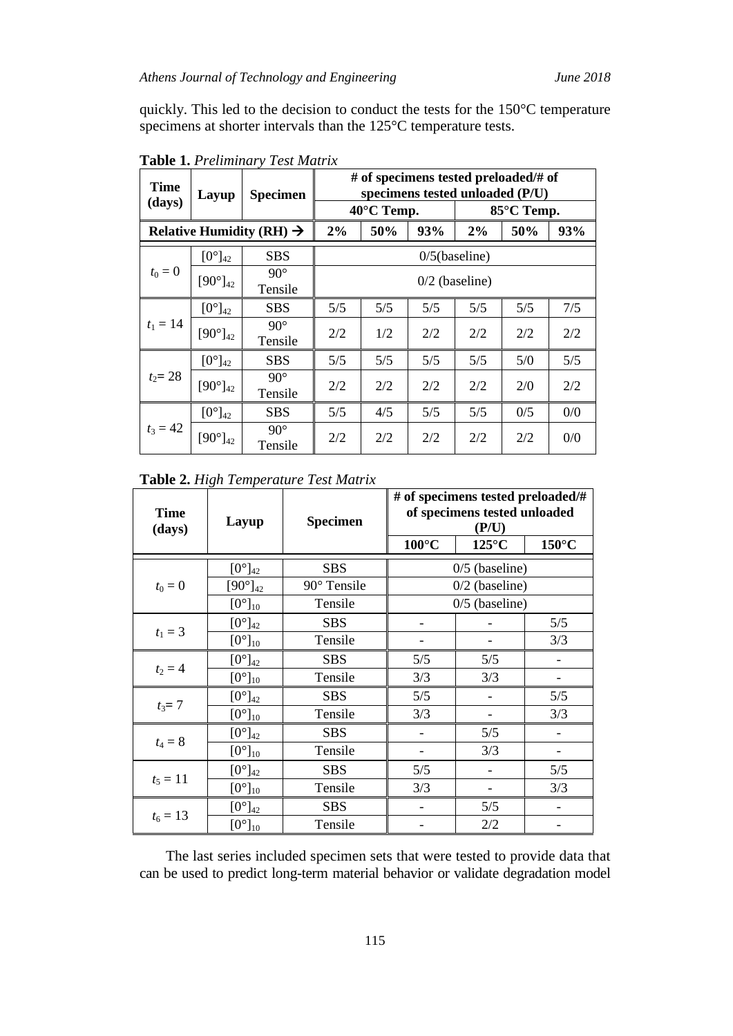quickly. This led to the decision to conduct the tests for the 150°C temperature specimens at shorter intervals than the 125°C temperature tests.

**Table 1.** *Preliminary Test Matrix*

| Time (days) | Layup | Specimen | # of specimens tested preloaded/# of specimens tested unloaded (P/U) | | | | | |
|---|---|---|---|---|---|---|---|---|
| | | | 40°C Temp. | | | 85°C Temp. | | |
| Relative Humidity (RH) → | | | 2% | 50% | 93% | 2% | 50% | 93% |
| $t_0 = 0$ | $[0°]_{42}$ | SBS | 0/5(baseline) | | | | | |
| | $[90°]_{42}$ | 90° Tensile | 0/2 (baseline) | | | | | |
| $t_1 = 14$ | $[0°]_{42}$ | SBS | 5/5 | 5/5 | 5/5 | 5/5 | 5/5 | 7/5 |
| | $[90°]_{42}$ | 90° Tensile | 2/2 | 1/2 | 2/2 | 2/2 | 2/2 | 2/2 |
| $t_2 = 28$ | $[0°]_{42}$ | SBS | 5/5 | 5/5 | 5/5 | 5/5 | 5/0 | 5/5 |
| | $[90°]_{42}$ | 90° Tensile | 2/2 | 2/2 | 2/2 | 2/2 | 2/0 | 2/2 |
| $t_3 = 42$ | $[0°]_{42}$ | SBS | 5/5 | 4/5 | 5/5 | 5/5 | 0/5 | 0/0 |
| | $[90°]_{42}$ | 90° Tensile | 2/2 | 2/2 | 2/2 | 2/2 | 2/2 | 0/0 |

**Table 2.** *High Temperature Test Matrix*

| Time (days) | Layup | Specimen | # of specimens tested preloaded/# of specimens tested unloaded (P/U) | | |
|---|---|---|---|---|---|
| | | | 100°C | 125°C | 150°C |
| $t_0 = 0$ | $[0°]_{42}$ | SBS | 0/5 (baseline) | | |
| | $[90°]_{42}$ | 90° Tensile | 0/2 (baseline) | | |
| | $[0°]_{10}$ | Tensile | 0/5 (baseline) | | |
| $t_1 = 3$ | $[0°]_{42}$ | SBS | - | - | 5/5 |
| | $[0°]_{10}$ | Tensile | - | - | 3/3 |
| $t_2 = 4$ | $[0°]_{42}$ | SBS | 5/5 | 5/5 | - |
| | $[0°]_{10}$ | Tensile | 3/3 | 3/3 | - |
| $t_3 = 7$ | $[0°]_{42}$ | SBS | 5/5 | - | 5/5 |
| | $[0°]_{10}$ | Tensile | 3/3 | - | 3/3 |
| $t_4 = 8$ | $[0°]_{42}$ | SBS | - | 5/5 | - |
| | $[0°]_{10}$ | Tensile | - | 3/3 | - |
| $t_5 = 11$ | $[0°]_{42}$ | SBS | 5/5 | - | 5/5 |
| | $[0°]_{10}$ | Tensile | 3/3 | - | 3/3 |
| $t_6 = 13$ | $[0°]_{42}$ | SBS | - | 5/5 | - |
| | $[0°]_{10}$ | Tensile | - | 2/2 | - |

The last series included specimen sets that were tested to provide data that can be used to predict long-term material behavior or validate degradation model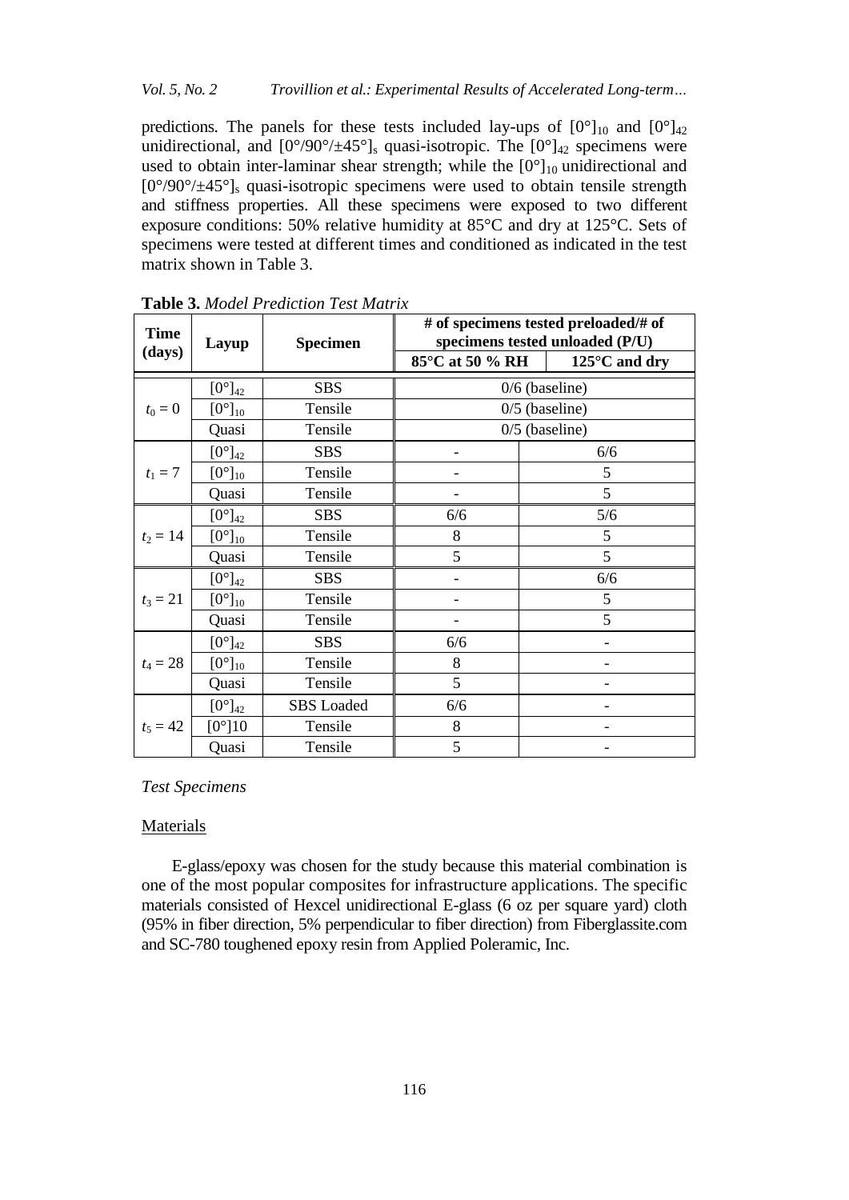predictions. The panels for these tests included lay-ups of $[0°]_{10}$ and $[0°]_{42}$ unidirectional, and $[0°/90°/\pm45°]_s$ quasi-isotropic. The $[0°]_{42}$ specimens were used to obtain inter-laminar shear strength; while the $[0°]_{10}$ unidirectional and $[0°/90°/\pm45°]_s$ quasi-isotropic specimens were used to obtain tensile strength and stiffness properties. All these specimens were exposed to two different exposure conditions: 50% relative humidity at 85°C and dry at 125°C. Sets of specimens were tested at different times and conditioned as indicated in the test matrix shown in Table 3.

**Table 3.** *Model Prediction Test Matrix*

| Time (days) | Layup | Specimen | # of specimens tested preloaded/# of specimens tested unloaded (P/U) | |
|---|---|---|---|---|
| | | | 85°C at 50 % RH | 125°C and dry |
| $t_0 = 0$ | $[0°]_{42}$ | SBS | 0/6 (baseline) | |
| | $[0°]_{10}$ | Tensile | 0/5 (baseline) | |
| | Quasi | Tensile | 0/5 (baseline) | |
| $t_1 = 7$ | $[0°]_{42}$ | SBS | - | 6/6 |
| | $[0°]_{10}$ | Tensile | - | 5 |
| | Quasi | Tensile | - | 5 |
| $t_2 = 14$ | $[0°]_{42}$ | SBS | 6/6 | 5/6 |
| | $[0°]_{10}$ | Tensile | 8 | 5 |
| | Quasi | Tensile | 5 | 5 |
| $t_3 = 21$ | $[0°]_{42}$ | SBS | - | 6/6 |
| | $[0°]_{10}$ | Tensile | - | 5 |
| | Quasi | Tensile | - | 5 |
| $t_4 = 28$ | $[0°]_{42}$ | SBS | 6/6 | - |
| | $[0°]_{10}$ | Tensile | 8 | - |
| | Quasi | Tensile | 5 | - |
| $t_5 = 42$ | $[0°]_{42}$ | SBS Loaded | 6/6 | - |
| | [0°]10 | Tensile | 8 | - |
| | Quasi | Tensile | 5 | - |

*Test Specimens*

Materials

E-glass/epoxy was chosen for the study because this material combination is one of the most popular composites for infrastructure applications. The specific materials consisted of Hexcel unidirectional E-glass (6 oz per square yard) cloth (95% in fiber direction, 5% perpendicular to fiber direction) from Fiberglassite.com and SC-780 toughened epoxy resin from Applied Poleramic, Inc.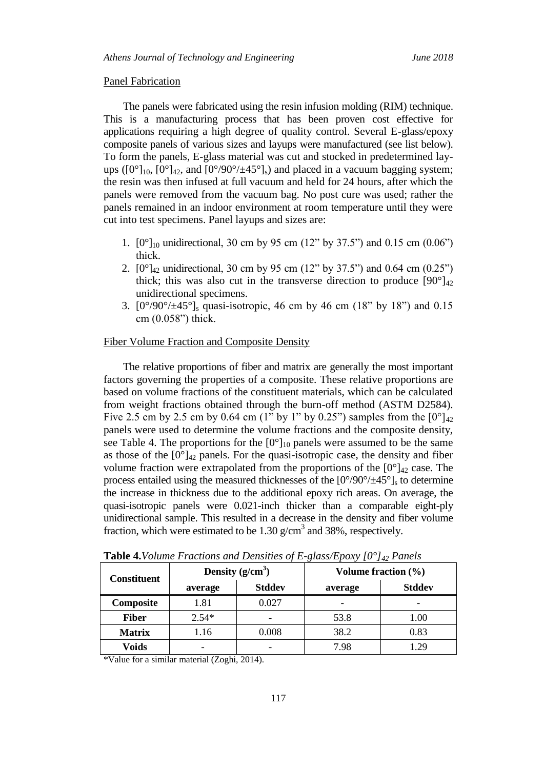Panel Fabrication

The panels were fabricated using the resin infusion molding (RIM) technique. This is a manufacturing process that has been proven cost effective for applications requiring a high degree of quality control. Several E-glass/epoxy composite panels of various sizes and layups were manufactured (see list below). To form the panels, E-glass material was cut and stocked in predetermined layups ($[0°]_{10}$, $[0°]_{42}$, and $[0°/90°/\pm45°]_s$) and placed in a vacuum bagging system; the resin was then infused at full vacuum and held for 24 hours, after which the panels were removed from the vacuum bag. No post cure was used; rather the panels remained in an indoor environment at room temperature until they were cut into test specimens. Panel layups and sizes are:

1. $[0°]_{10}$ unidirectional, 30 cm by 95 cm (12" by 37.5") and 0.15 cm (0.06") thick.
2. $[0°]_{42}$ unidirectional, 30 cm by 95 cm (12" by 37.5") and 0.64 cm (0.25") thick; this was also cut in the transverse direction to produce $[90°]_{42}$ unidirectional specimens.
3. $[0°/90°/\pm45°]_s$ quasi-isotropic, 46 cm by 46 cm (18" by 18") and 0.15 cm (0.058") thick.

Fiber Volume Fraction and Composite Density

The relative proportions of fiber and matrix are generally the most important factors governing the properties of a composite. These relative proportions are based on volume fractions of the constituent materials, which can be calculated from weight fractions obtained through the burn-off method (ASTM D2584). Five 2.5 cm by 2.5 cm by 0.64 cm (1" by 1" by 0.25") samples from the $[0°]_{42}$ panels were used to determine the volume fractions and the composite density, see Table 4. The proportions for the $[0°]_{10}$ panels were assumed to be the same as those of the $[0°]_{42}$ panels. For the quasi-isotropic case, the density and fiber volume fraction were extrapolated from the proportions of the $[0°]_{42}$ case. The process entailed using the measured thicknesses of the $[0°/90°/\pm45°]_s$ to determine the increase in thickness due to the additional epoxy rich areas. On average, the quasi-isotropic panels were 0.021-inch thicker than a comparable eight-ply unidirectional sample. This resulted in a decrease in the density and fiber volume fraction, which were estimated to be 1.30 g/cm$^3$ and 38%, respectively.

**Table 4.** *Volume Fractions and Densities of E-glass/Epoxy $[0°]_{42}$ Panels*

| Constituent | Density (g/cm$^3$) | | Volume fraction (%) | |
|---|---|---|---|---|
| | average | Stddev | average | Stddev |
| **Composite** | 1.81 | 0.027 | - | - |
| **Fiber** | 2.54* | - | 53.8 | 1.00 |
| **Matrix** | 1.16 | 0.008 | 38.2 | 0.83 |
| **Voids** | - | - | 7.98 | 1.29 |

*Value for a similar material (Zoghi, 2014).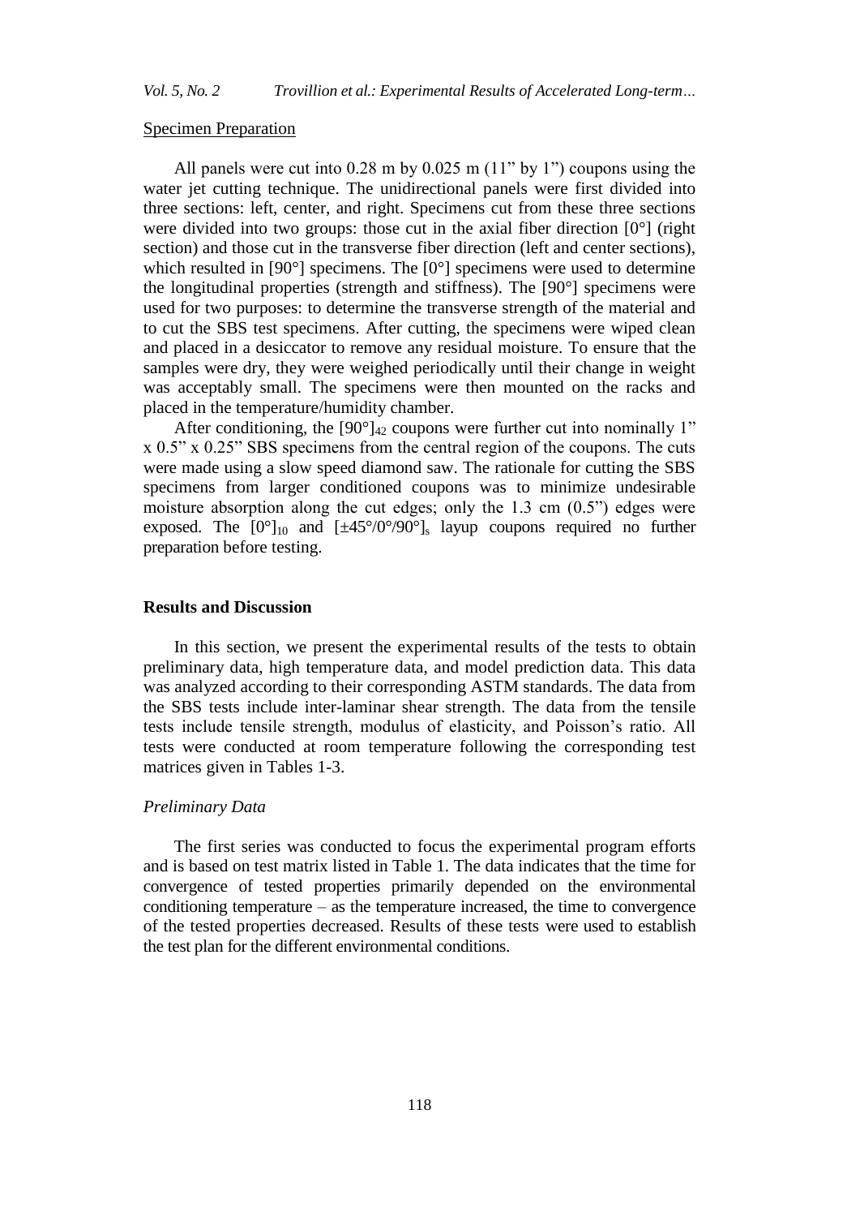Specimen Preparation

All panels were cut into 0.28 m by 0.025 m (11" by 1") coupons using the water jet cutting technique. The unidirectional panels were first divided into three sections: left, center, and right. Specimens cut from these three sections were divided into two groups: those cut in the axial fiber direction [0°] (right section) and those cut in the transverse fiber direction (left and center sections), which resulted in [90°] specimens. The [0°] specimens were used to determine the longitudinal properties (strength and stiffness). The [90°] specimens were used for two purposes: to determine the transverse strength of the material and to cut the SBS test specimens. After cutting, the specimens were wiped clean and placed in a desiccator to remove any residual moisture. To ensure that the samples were dry, they were weighed periodically until their change in weight was acceptably small. The specimens were then mounted on the racks and placed in the temperature/humidity chamber.

After conditioning, the $[90°]_{42}$ coupons were further cut into nominally 1" x 0.5" x 0.25" SBS specimens from the central region of the coupons. The cuts were made using a slow speed diamond saw. The rationale for cutting the SBS specimens from larger conditioned coupons was to minimize undesirable moisture absorption along the cut edges; only the 1.3 cm (0.5") edges were exposed. The $[0°]_{10}$ and $[\pm 45°/0°/90°]_s$ layup coupons required no further preparation before testing.

## Results and Discussion

In this section, we present the experimental results of the tests to obtain preliminary data, high temperature data, and model prediction data. This data was analyzed according to their corresponding ASTM standards. The data from the SBS tests include inter-laminar shear strength. The data from the tensile tests include tensile strength, modulus of elasticity, and Poisson's ratio. All tests were conducted at room temperature following the corresponding test matrices given in Tables 1-3.

### *Preliminary Data*

The first series was conducted to focus the experimental program efforts and is based on test matrix listed in Table 1. The data indicates that the time for convergence of tested properties primarily depended on the environmental conditioning temperature – as the temperature increased, the time to convergence of the tested properties decreased. Results of these tests were used to establish the test plan for the different environmental conditions.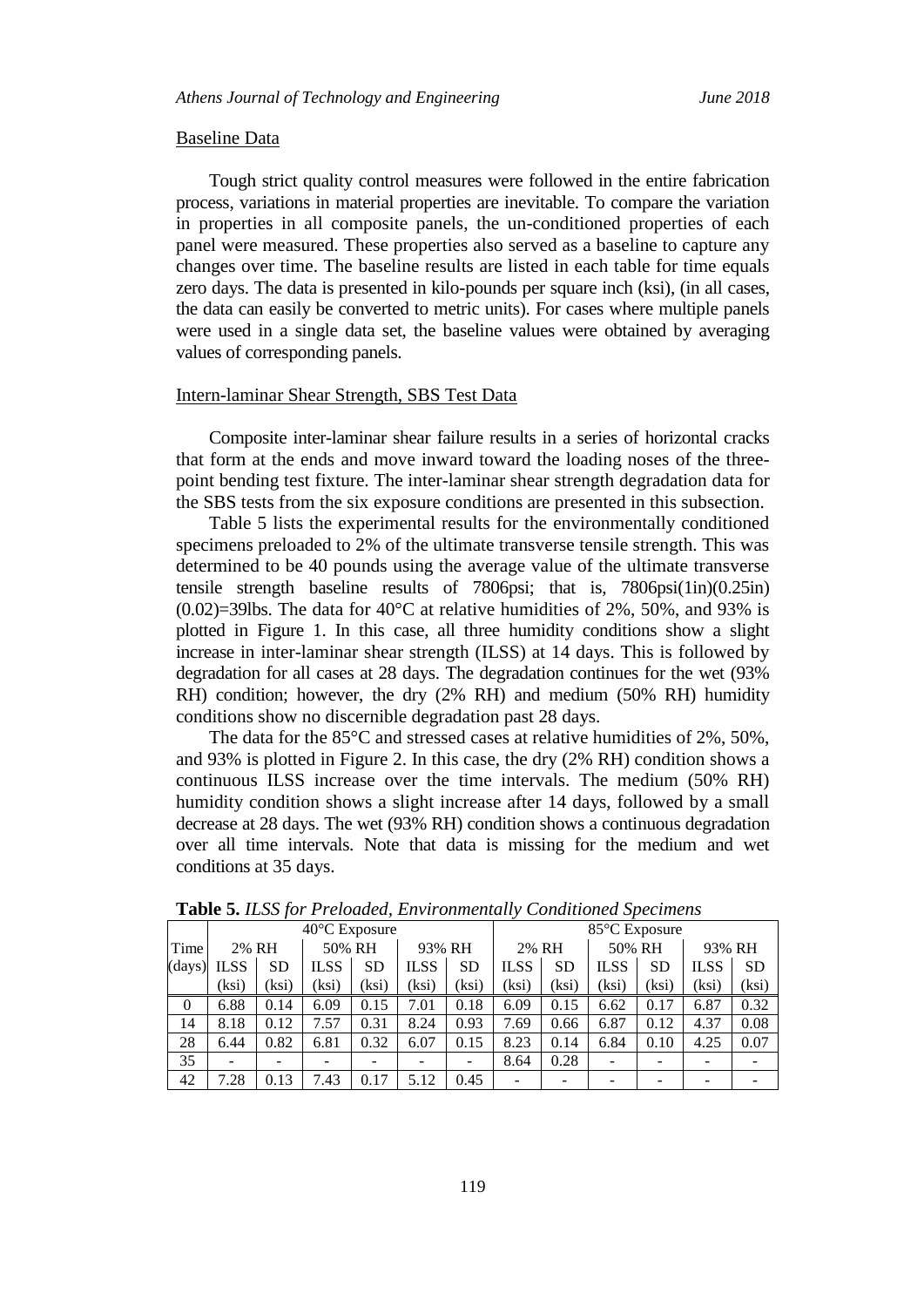Baseline Data

Tough strict quality control measures were followed in the entire fabrication process, variations in material properties are inevitable. To compare the variation in properties in all composite panels, the un-conditioned properties of each panel were measured. These properties also served as a baseline to capture any changes over time. The baseline results are listed in each table for time equals zero days. The data is presented in kilo-pounds per square inch (ksi), (in all cases, the data can easily be converted to metric units). For cases where multiple panels were used in a single data set, the baseline values were obtained by averaging values of corresponding panels.

Intern-laminar Shear Strength, SBS Test Data

Composite inter-laminar shear failure results in a series of horizontal cracks that form at the ends and move inward toward the loading noses of the three-point bending test fixture. The inter-laminar shear strength degradation data for the SBS tests from the six exposure conditions are presented in this subsection.

Table 5 lists the experimental results for the environmentally conditioned specimens preloaded to 2% of the ultimate transverse tensile strength. This was determined to be 40 pounds using the average value of the ultimate transverse tensile strength baseline results of 7806psi; that is, 7806psi(1in)(0.25in) (0.02)=39lbs. The data for 40°C at relative humidities of 2%, 50%, and 93% is plotted in Figure 1. In this case, all three humidity conditions show a slight increase in inter-laminar shear strength (ILSS) at 14 days. This is followed by degradation for all cases at 28 days. The degradation continues for the wet (93% RH) condition; however, the dry (2% RH) and medium (50% RH) humidity conditions show no discernible degradation past 28 days.

The data for the 85°C and stressed cases at relative humidities of 2%, 50%, and 93% is plotted in Figure 2. In this case, the dry (2% RH) condition shows a continuous ILSS increase over the time intervals. The medium (50% RH) humidity condition shows a slight increase after 14 days, followed by a small decrease at 28 days. The wet (93% RH) condition shows a continuous degradation over all time intervals. Note that data is missing for the medium and wet conditions at 35 days.

**Table 5.** *ILSS for Preloaded, Environmentally Conditioned Specimens*

| Time (days) | 40°C Exposure | | | | | | 85°C Exposure | | | | | |
|---|---|---|---|---|---|---|---|---|---|---|---|---|
| | 2% RH | | 50% RH | | 93% RH | | 2% RH | | 50% RH | | 93% RH | |
| | ILSS (ksi) | SD (ksi) | ILSS (ksi) | SD (ksi) | ILSS (ksi) | SD (ksi) | ILSS (ksi) | SD (ksi) | ILSS (ksi) | SD (ksi) | ILSS (ksi) | SD (ksi) |
| 0 | 6.88 | 0.14 | 6.09 | 0.15 | 7.01 | 0.18 | 6.09 | 0.15 | 6.62 | 0.17 | 6.87 | 0.32 |
| 14 | 8.18 | 0.12 | 7.57 | 0.31 | 8.24 | 0.93 | 7.69 | 0.66 | 6.87 | 0.12 | 4.37 | 0.08 |
| 28 | 6.44 | 0.82 | 6.81 | 0.32 | 6.07 | 0.15 | 8.23 | 0.14 | 6.84 | 0.10 | 4.25 | 0.07 |
| 35 | - | - | - | - | - | - | 8.64 | 0.28 | - | - | - | - |
| 42 | 7.28 | 0.13 | 7.43 | 0.17 | 5.12 | 0.45 | - | - | - | - | - | - |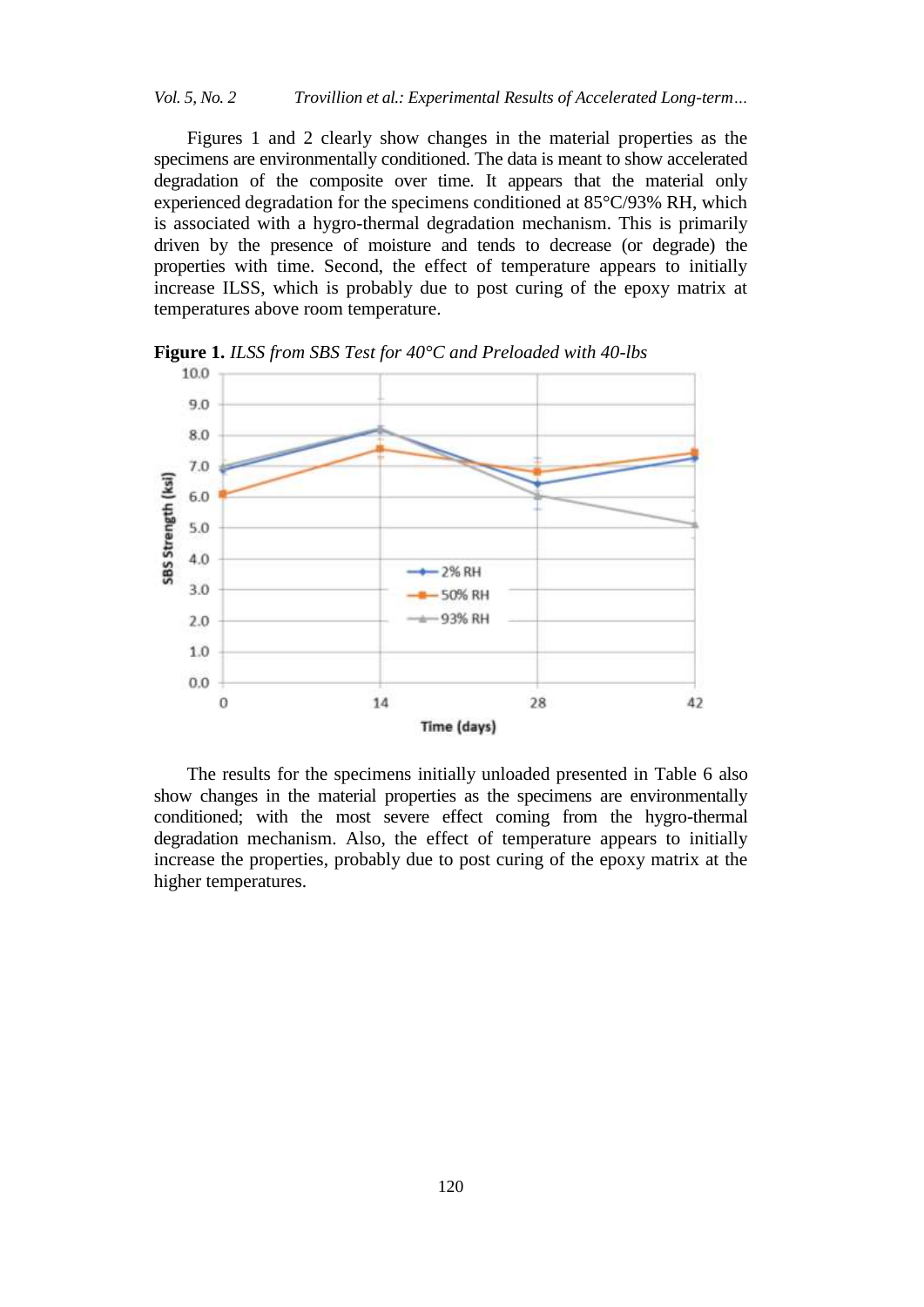Figures 1 and 2 clearly show changes in the material properties as the specimens are environmentally conditioned. The data is meant to show accelerated degradation of the composite over time. It appears that the material only experienced degradation for the specimens conditioned at 85°C/93% RH, which is associated with a hygro-thermal degradation mechanism. This is primarily driven by the presence of moisture and tends to decrease (or degrade) the properties with time. Second, the effect of temperature appears to initially increase ILSS, which is probably due to post curing of the epoxy matrix at temperatures above room temperature.

**Figure 1.** *ILSS from SBS Test for 40°C and Preloaded with 40-lbs*

The results for the specimens initially unloaded presented in Table 6 also show changes in the material properties as the specimens are environmentally conditioned; with the most severe effect coming from the hygro-thermal degradation mechanism. Also, the effect of temperature appears to initially increase the properties, probably due to post curing of the epoxy matrix at the higher temperatures.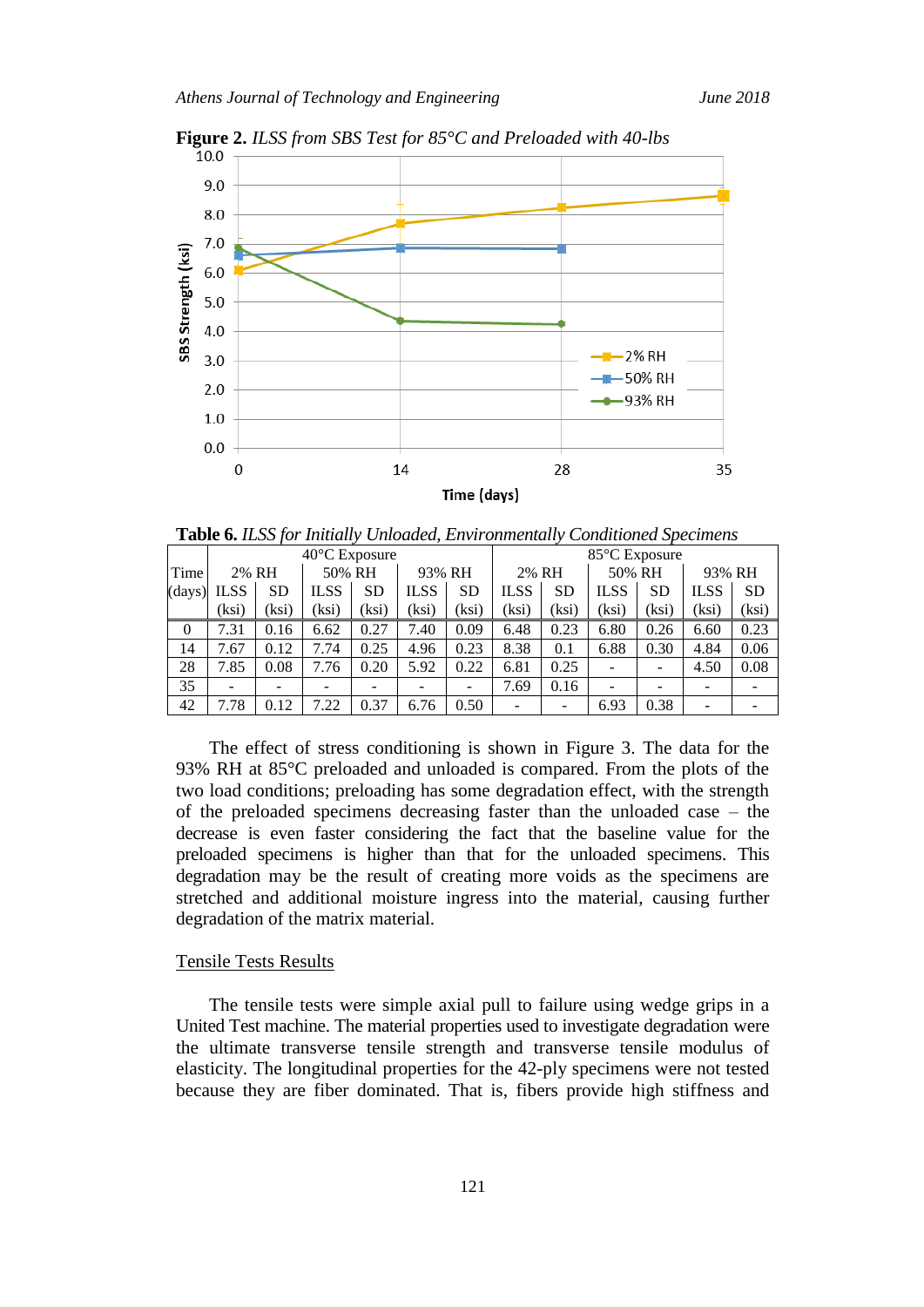**Figure 2.** *ILSS from SBS Test for 85°C and Preloaded with 40-lbs*

**Table 6.** *ILSS for Initially Unloaded, Environmentally Conditioned Specimens*

| Time (days) | 40°C Exposure | | | | | | 85°C Exposure | | | | | |
|---|---|---|---|---|---|---|---|---|---|---|---|---|
| | 2% RH | | 50% RH | | 93% RH | | 2% RH | | 50% RH | | 93% RH | |
| | ILSS (ksi) | SD (ksi) | ILSS (ksi) | SD (ksi) | ILSS (ksi) | SD (ksi) | ILSS (ksi) | SD (ksi) | ILSS (ksi) | SD (ksi) | ILSS (ksi) | SD (ksi) |
| 0 | 7.31 | 0.16 | 6.62 | 0.27 | 7.40 | 0.09 | 6.48 | 0.23 | 6.80 | 0.26 | 6.60 | 0.23 |
| 14 | 7.67 | 0.12 | 7.74 | 0.25 | 4.96 | 0.23 | 8.38 | 0.1 | 6.88 | 0.30 | 4.84 | 0.06 |
| 28 | 7.85 | 0.08 | 7.76 | 0.20 | 5.92 | 0.22 | 6.81 | 0.25 | - | - | 4.50 | 0.08 |
| 35 | - | - | - | - | - | - | 7.69 | 0.16 | - | - | - | - |
| 42 | 7.78 | 0.12 | 7.22 | 0.37 | 6.76 | 0.50 | - | - | 6.93 | 0.38 | - | - |

The effect of stress conditioning is shown in Figure 3. The data for the 93% RH at 85°C preloaded and unloaded is compared. From the plots of the two load conditions; preloading has some degradation effect, with the strength of the preloaded specimens decreasing faster than the unloaded case – the decrease is even faster considering the fact that the baseline value for the preloaded specimens is higher than that for the unloaded specimens. This degradation may be the result of creating more voids as the specimens are stretched and additional moisture ingress into the material, causing further degradation of the matrix material.

Tensile Tests Results

The tensile tests were simple axial pull to failure using wedge grips in a United Test machine. The material properties used to investigate degradation were the ultimate transverse tensile strength and transverse tensile modulus of elasticity. The longitudinal properties for the 42-ply specimens were not tested because they are fiber dominated. That is, fibers provide high stiffness and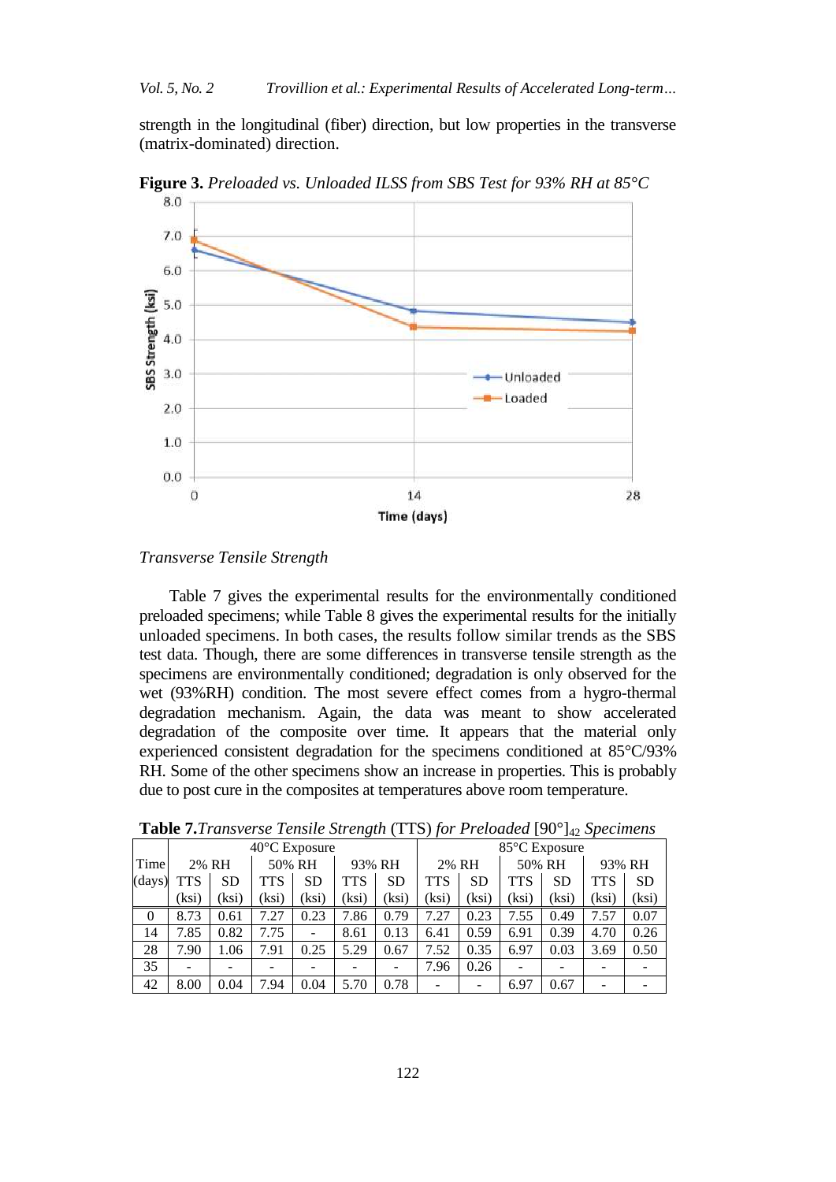strength in the longitudinal (fiber) direction, but low properties in the transverse (matrix-dominated) direction.

**Figure 3.** *Preloaded vs. Unloaded ILSS from SBS Test for 93% RH at 85°C*

*Transverse Tensile Strength*

Table 7 gives the experimental results for the environmentally conditioned preloaded specimens; while Table 8 gives the experimental results for the initially unloaded specimens. In both cases, the results follow similar trends as the SBS test data. Though, there are some differences in transverse tensile strength as the specimens are environmentally conditioned; degradation is only observed for the wet (93%RH) condition. The most severe effect comes from a hygro-thermal degradation mechanism. Again, the data was meant to show accelerated degradation of the composite over time. It appears that the material only experienced consistent degradation for the specimens conditioned at 85°C/93% RH. Some of the other specimens show an increase in properties. This is probably due to post cure in the composites at temperatures above room temperature.

**Table 7.** *Transverse Tensile Strength* (TTS) *for Preloaded* $[90°]_{42}$ *Specimens*

| Time | 40°C Exposure | | | | | | 85°C Exposure | | | | | |
|---|---|---|---|---|---|---|---|---|---|---|---|---|
| | 2% RH | | 50% RH | | 93% RH | | 2% RH | | 50% RH | | 93% RH | |
| (days) | TTS (ksi) | SD (ksi) | TTS (ksi) | SD (ksi) | TTS (ksi) | SD (ksi) | TTS (ksi) | SD (ksi) | TTS (ksi) | SD (ksi) | TTS (ksi) | SD (ksi) |
| 0 | 8.73 | 0.61 | 7.27 | 0.23 | 7.86 | 0.79 | 7.27 | 0.23 | 7.55 | 0.49 | 7.57 | 0.07 |
| 14 | 7.85 | 0.82 | 7.75 | - | 8.61 | 0.13 | 6.41 | 0.59 | 6.91 | 0.39 | 4.70 | 0.26 |
| 28 | 7.90 | 1.06 | 7.91 | 0.25 | 5.29 | 0.67 | 7.52 | 0.35 | 6.97 | 0.03 | 3.69 | 0.50 |
| 35 | - | - | - | - | - | - | 7.96 | 0.26 | - | - | - | - |
| 42 | 8.00 | 0.04 | 7.94 | 0.04 | 5.70 | 0.78 | - | - | 6.97 | 0.67 | - | - |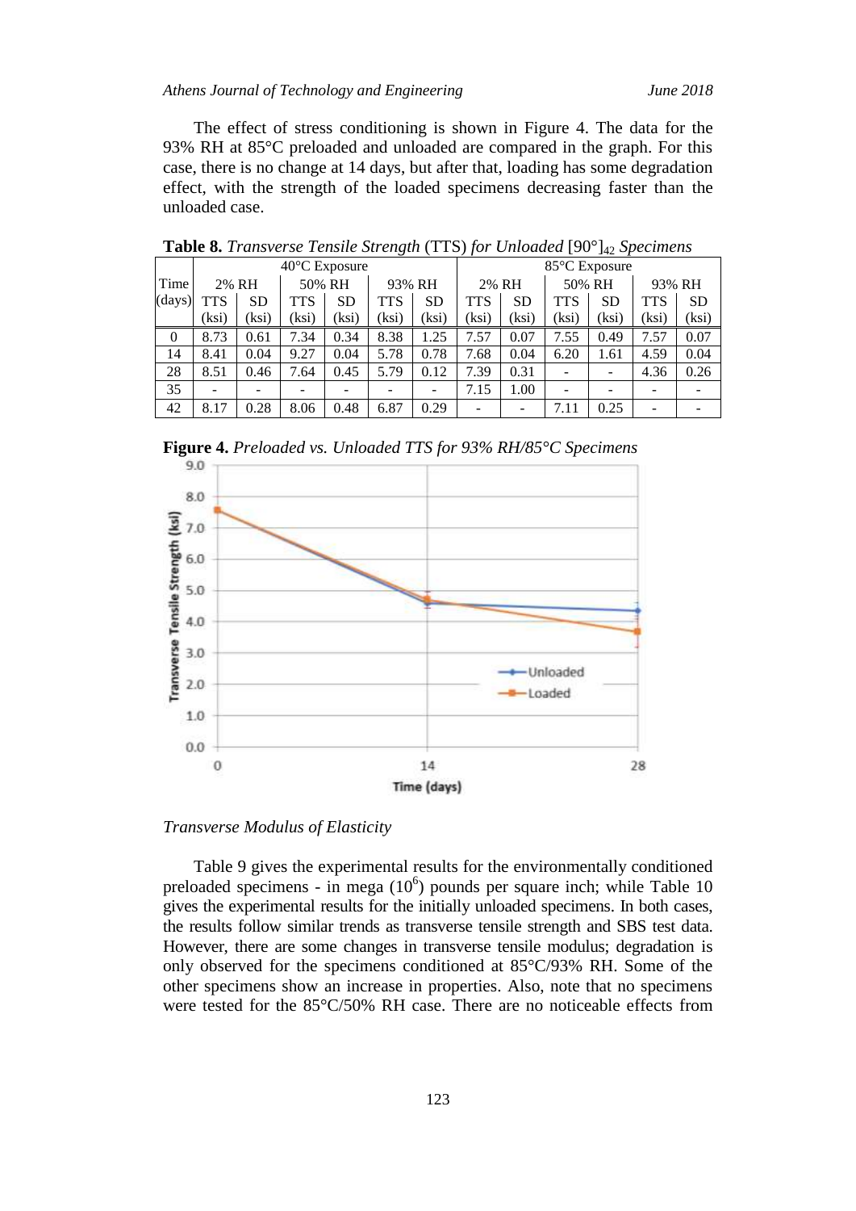The effect of stress conditioning is shown in Figure 4. The data for the 93% RH at 85°C preloaded and unloaded are compared in the graph. For this case, there is no change at 14 days, but after that, loading has some degradation effect, with the strength of the loaded specimens decreasing faster than the unloaded case.

**Table 8.** *Transverse Tensile Strength* (TTS) *for Unloaded* $[90°]_{42}$ *Specimens*

| Time (days) | 40°C Exposure | | | | | | 85°C Exposure | | | | | |
|---|---|---|---|---|---|---|---|---|---|---|---|---|
| | 2% RH | | 50% RH | | 93% RH | | 2% RH | | 50% RH | | 93% RH | |
| | TTS (ksi) | SD (ksi) | TTS (ksi) | SD (ksi) | TTS (ksi) | SD (ksi) | TTS (ksi) | SD (ksi) | TTS (ksi) | SD (ksi) | TTS (ksi) | SD (ksi) |
| 0 | 8.73 | 0.61 | 7.34 | 0.34 | 8.38 | 1.25 | 7.57 | 0.07 | 7.55 | 0.49 | 7.57 | 0.07 |
| 14 | 8.41 | 0.04 | 9.27 | 0.04 | 5.78 | 0.78 | 7.68 | 0.04 | 6.20 | 1.61 | 4.59 | 0.04 |
| 28 | 8.51 | 0.46 | 7.64 | 0.45 | 5.79 | 0.12 | 7.39 | 0.31 | - | - | 4.36 | 0.26 |
| 35 | - | - | - | - | - | - | 7.15 | 1.00 | - | - | - | - |
| 42 | 8.17 | 0.28 | 8.06 | 0.48 | 6.87 | 0.29 | - | - | 7.11 | 0.25 | - | - |

**Figure 4.** *Preloaded vs. Unloaded TTS for 93% RH/85°C Specimens*

*Transverse Modulus of Elasticity*

Table 9 gives the experimental results for the environmentally conditioned preloaded specimens - in mega ($10^6$) pounds per square inch; while Table 10 gives the experimental results for the initially unloaded specimens. In both cases, the results follow similar trends as transverse tensile strength and SBS test data. However, there are some changes in transverse tensile modulus; degradation is only observed for the specimens conditioned at 85°C/93% RH. Some of the other specimens show an increase in properties. Also, note that no specimens were tested for the 85°C/50% RH case. There are no noticeable effects from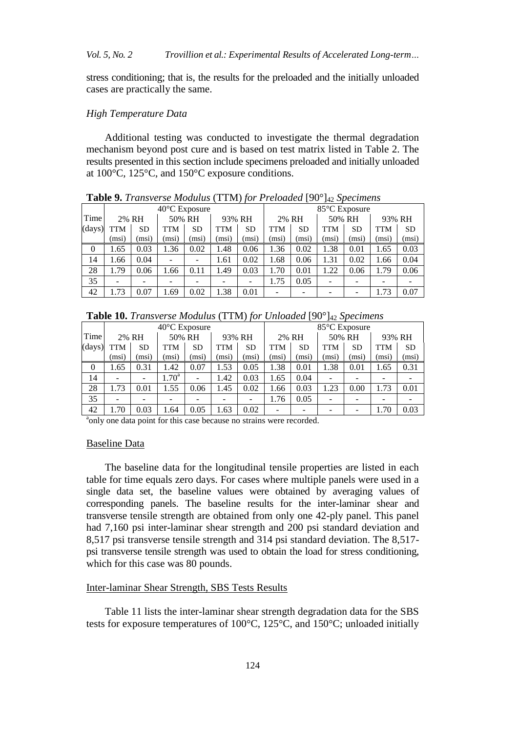stress conditioning; that is, the results for the preloaded and the initially unloaded cases are practically the same.

### *High Temperature Data*

Additional testing was conducted to investigate the thermal degradation mechanism beyond post cure and is based on test matrix listed in Table 2. The results presented in this section include specimens preloaded and initially unloaded at 100°C, 125°C, and 150°C exposure conditions.

**Table 9.** *Transverse Modulus* (TTM) *for Preloaded* $[90°]_{42}$ *Specimens*

| Time | 40°C Exposure | | | | | | 85°C Exposure | | | | | |
|---|---|---|---|---|---|---|---|---|---|---|---|---|
| | 2% RH | | 50% RH | | 93% RH | | 2% RH | | 50% RH | | 93% RH | |
| (days) | TTM (msi) | SD (msi) | TTM (msi) | SD (msi) | TTM (msi) | SD (msi) | TTM (msi) | SD (msi) | TTM (msi) | SD (msi) | TTM (msi) | SD (msi) |
| 0 | 1.65 | 0.03 | 1.36 | 0.02 | 1.48 | 0.06 | 1.36 | 0.02 | 1.38 | 0.01 | 1.65 | 0.03 |
| 14 | 1.66 | 0.04 | - | - | 1.61 | 0.02 | 1.68 | 0.06 | 1.31 | 0.02 | 1.66 | 0.04 |
| 28 | 1.79 | 0.06 | 1.66 | 0.11 | 1.49 | 0.03 | 1.70 | 0.01 | 1.22 | 0.06 | 1.79 | 0.06 |
| 35 | - | - | - | - | - | - | 1.75 | 0.05 | - | - | - | - |
| 42 | 1.73 | 0.07 | 1.69 | 0.02 | 1.38 | 0.01 | - | - | - | - | 1.73 | 0.07 |

**Table 10.** *Transverse Modulus* (TTM) *for Unloaded* $[90°]_{42}$ *Specimens*

| Time | 40°C Exposure | | | | | | 85°C Exposure | | | | | |
|---|---|---|---|---|---|---|---|---|---|---|---|---|
| | 2% RH | | 50% RH | | 93% RH | | 2% RH | | 50% RH | | 93% RH | |
| (days) | TTM (msi) | SD (msi) | TTM (msi) | SD (msi) | TTM (msi) | SD (msi) | TTM (msi) | SD (msi) | TTM (msi) | SD (msi) | TTM (msi) | SD (msi) |
| 0 | 1.65 | 0.31 | 1.42 | 0.07 | 1.53 | 0.05 | 1.38 | 0.01 | 1.38 | 0.01 | 1.65 | 0.31 |
| 14 | - | - | 1.70[a] | - | 1.42 | 0.03 | 1.65 | 0.04 | - | - | - | - |
| 28 | 1.73 | 0.01 | 1.55 | 0.06 | 1.45 | 0.02 | 1.66 | 0.03 | 1.23 | 0.00 | 1.73 | 0.01 |
| 35 | - | - | - | - | - | - | 1.76 | 0.05 | - | - | - | - |
| 42 | 1.70 | 0.03 | 1.64 | 0.05 | 1.63 | 0.02 | - | - | - | - | 1.70 | 0.03 |

[a]only one data point for this case because no strains were recorded.

#### Baseline Data

The baseline data for the longitudinal tensile properties are listed in each table for time equals zero days. For cases where multiple panels were used in a single data set, the baseline values were obtained by averaging values of corresponding panels. The baseline results for the inter-laminar shear and transverse tensile strength are obtained from only one 42-ply panel. This panel had 7,160 psi inter-laminar shear strength and 200 psi standard deviation and 8,517 psi transverse tensile strength and 314 psi standard deviation. The 8,517-psi transverse tensile strength was used to obtain the load for stress conditioning, which for this case was 80 pounds.

#### Inter-laminar Shear Strength, SBS Tests Results

Table 11 lists the inter-laminar shear strength degradation data for the SBS tests for exposure temperatures of 100°C, 125°C, and 150°C; unloaded initially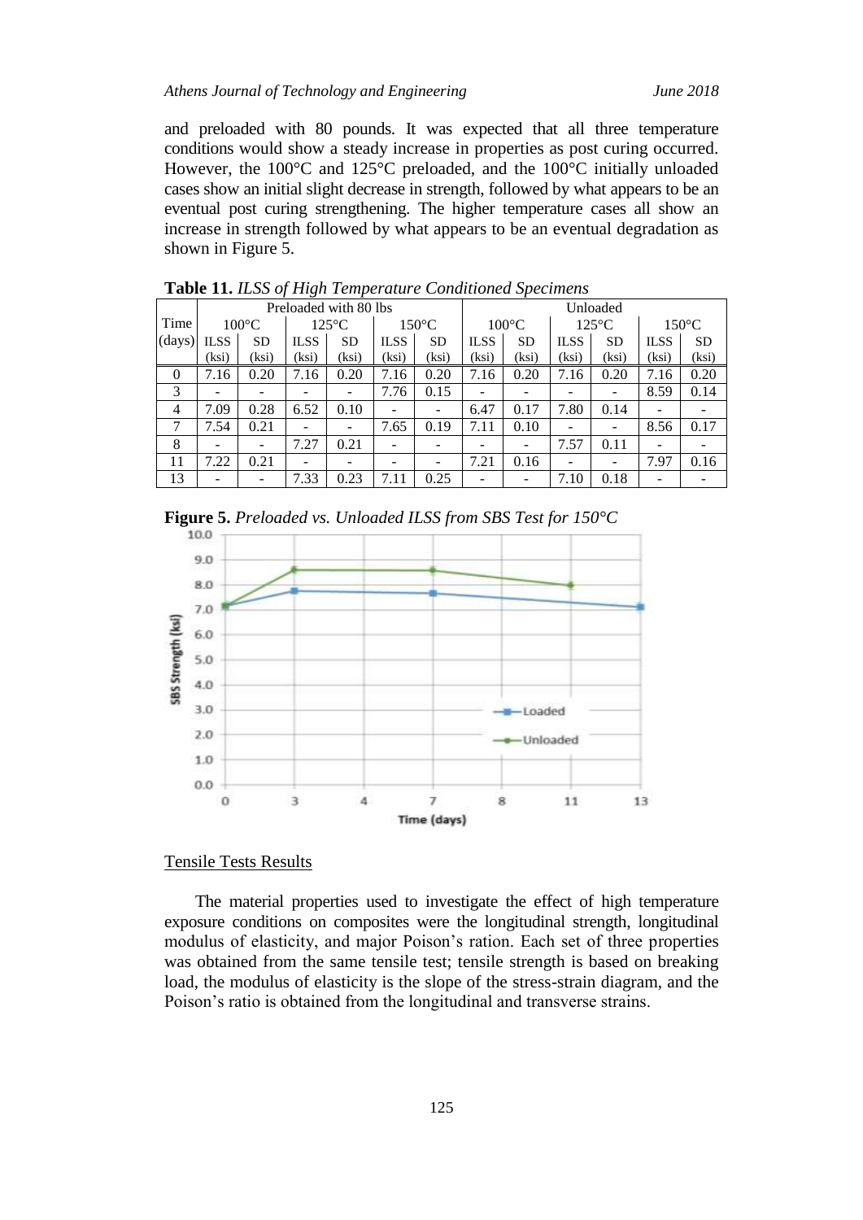and preloaded with 80 pounds. It was expected that all three temperature conditions would show a steady increase in properties as post curing occurred. However, the 100°C and 125°C preloaded, and the 100°C initially unloaded cases show an initial slight decrease in strength, followed by what appears to be an eventual post curing strengthening. The higher temperature cases all show an increase in strength followed by what appears to be an eventual degradation as shown in Figure 5.

**Table 11.** *ILSS of High Temperature Conditioned Specimens*

| Time | Preloaded with 80 lbs | | | | | | Unloaded | | | | | |
|---|---|---|---|---|---|---|---|---|---|---|---|---|
| | 100°C | | 125°C | | 150°C | | 100°C | | 125°C | | 150°C | |
| (days) | ILSS (ksi) | SD (ksi) | ILSS (ksi) | SD (ksi) | ILSS (ksi) | SD (ksi) | ILSS (ksi) | SD (ksi) | ILSS (ksi) | SD (ksi) | ILSS (ksi) | SD (ksi) |
| 0 | 7.16 | 0.20 | 7.16 | 0.20 | 7.16 | 0.20 | 7.16 | 0.20 | 7.16 | 0.20 | 7.16 | 0.20 |
| 3 | - | - | - | - | 7.76 | 0.15 | - | - | - | - | 8.59 | 0.14 |
| 4 | 7.09 | 0.28 | 6.52 | 0.10 | - | - | 6.47 | 0.17 | 7.80 | 0.14 | - | - |
| 7 | 7.54 | 0.21 | - | - | 7.65 | 0.19 | 7.11 | 0.10 | - | - | 8.56 | 0.17 |
| 8 | - | - | 7.27 | 0.21 | - | - | - | - | 7.57 | 0.11 | - | - |
| 11 | 7.22 | 0.21 | - | - | - | - | 7.21 | 0.16 | - | - | 7.97 | 0.16 |
| 13 | - | - | 7.33 | 0.23 | 7.11 | 0.25 | - | - | 7.10 | 0.18 | - | - |

**Figure 5.** *Preloaded vs. Unloaded ILSS from SBS Test for 150°C*

Tensile Tests Results

The material properties used to investigate the effect of high temperature exposure conditions on composites were the longitudinal strength, longitudinal modulus of elasticity, and major Poison's ration. Each set of three properties was obtained from the same tensile test; tensile strength is based on breaking load, the modulus of elasticity is the slope of the stress-strain diagram, and the Poison's ratio is obtained from the longitudinal and transverse strains.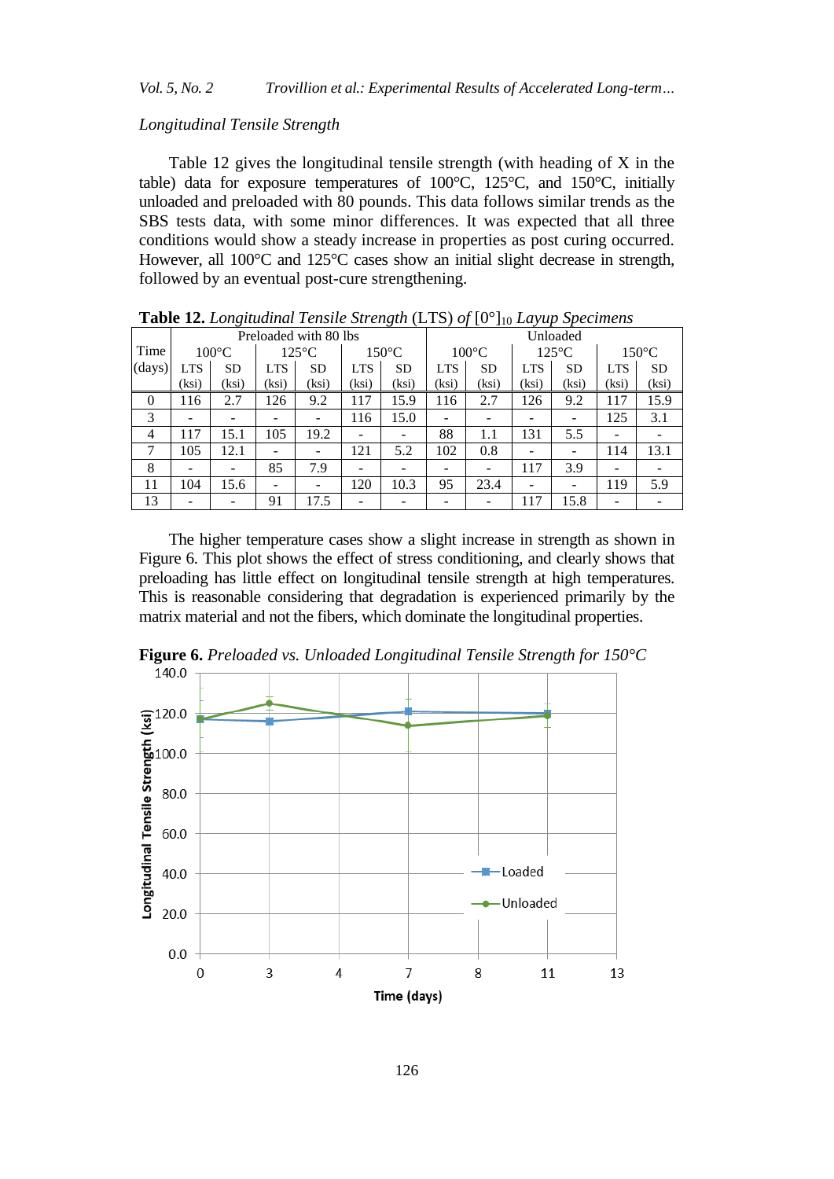*Longitudinal Tensile Strength*

Table 12 gives the longitudinal tensile strength (with heading of X in the table) data for exposure temperatures of 100°C, 125°C, and 150°C, initially unloaded and preloaded with 80 pounds. This data follows similar trends as the SBS tests data, with some minor differences. It was expected that all three conditions would show a steady increase in properties as post curing occurred. However, all 100°C and 125°C cases show an initial slight decrease in strength, followed by an eventual post-cure strengthening.

**Table 12.** *Longitudinal Tensile Strength* (LTS) *of* [0°]$_{10}$ *Layup Specimens*

| Time | Preloaded with 80 lbs | | | | | | Unloaded | | | | | |
|---|---|---|---|---|---|---|---|---|---|---|---|---|
| | 100°C | | 125°C | | 150°C | | 100°C | | 125°C | | 150°C | |
| (days) | LTS (ksi) | SD (ksi) | LTS (ksi) | SD (ksi) | LTS (ksi) | SD (ksi) | LTS (ksi) | SD (ksi) | LTS (ksi) | SD (ksi) | LTS (ksi) | SD (ksi) |
| 0 | 116 | 2.7 | 126 | 9.2 | 117 | 15.9 | 116 | 2.7 | 126 | 9.2 | 117 | 15.9 |
| 3 | - | - | - | - | 116 | 15.0 | - | - | - | - | 125 | 3.1 |
| 4 | 117 | 15.1 | 105 | 19.2 | - | - | 88 | 1.1 | 131 | 5.5 | - | - |
| 7 | 105 | 12.1 | - | - | 121 | 5.2 | 102 | 0.8 | - | - | 114 | 13.1 |
| 8 | - | - | 85 | 7.9 | - | - | - | - | 117 | 3.9 | - | - |
| 11 | 104 | 15.6 | - | - | 120 | 10.3 | 95 | 23.4 | - | - | 119 | 5.9 |
| 13 | - | - | 91 | 17.5 | - | - | - | - | 117 | 15.8 | - | - |

The higher temperature cases show a slight increase in strength as shown in Figure 6. This plot shows the effect of stress conditioning, and clearly shows that preloading has little effect on longitudinal tensile strength at high temperatures. This is reasonable considering that degradation is experienced primarily by the matrix material and not the fibers, which dominate the longitudinal properties.

**Figure 6.** *Preloaded vs. Unloaded Longitudinal Tensile Strength for 150°C*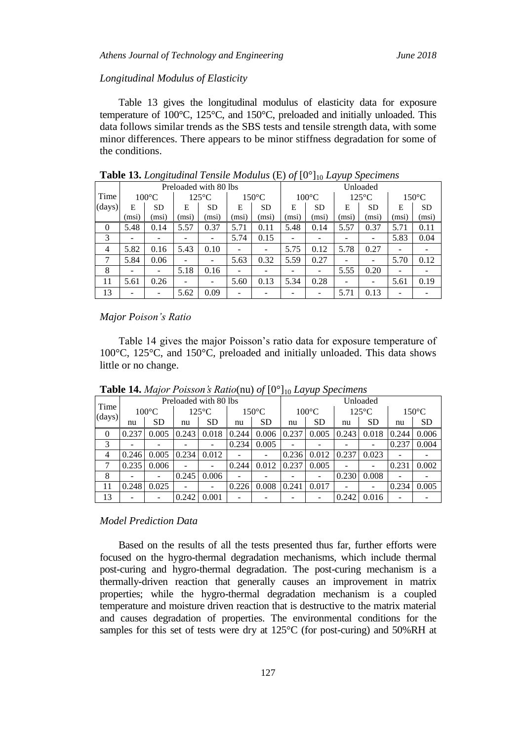*Longitudinal Modulus of Elasticity*

Table 13 gives the longitudinal modulus of elasticity data for exposure temperature of 100°C, 125°C, and 150°C, preloaded and initially unloaded. This data follows similar trends as the SBS tests and tensile strength data, with some minor differences. There appears to be minor stiffness degradation for some of the conditions.

**Table 13.** *Longitudinal Tensile Modulus* (E) *of* $[0°]_{10}$ *Layup Specimens*

| Time (days) | Preloaded with 80 lbs | | | | | | Unloaded | | | | | |
|---|---|---|---|---|---|---|---|---|---|---|---|---|
| | 100°C | | 125°C | | 150°C | | 100°C | | 125°C | | 150°C | |
| | E (msi) | SD (msi) | E (msi) | SD (msi) | E (msi) | SD (msi) | E (msi) | SD (msi) | E (msi) | SD (msi) | E (msi) | SD (msi) |
| 0 | 5.48 | 0.14 | 5.57 | 0.37 | 5.71 | 0.11 | 5.48 | 0.14 | 5.57 | 0.37 | 5.71 | 0.11 |
| 3 | - | - | - | - | 5.74 | 0.15 | - | - | - | - | 5.83 | 0.04 |
| 4 | 5.82 | 0.16 | 5.43 | 0.10 | - | - | 5.75 | 0.12 | 5.78 | 0.27 | - | - |
| 7 | 5.84 | 0.06 | - | - | 5.63 | 0.32 | 5.59 | 0.27 | - | - | 5.70 | 0.12 |
| 8 | - | - | 5.18 | 0.16 | - | - | - | - | 5.55 | 0.20 | - | - |
| 11 | 5.61 | 0.26 | - | - | 5.60 | 0.13 | 5.34 | 0.28 | - | - | 5.61 | 0.19 |
| 13 | - | - | 5.62 | 0.09 | - | - | - | - | 5.71 | 0.13 | - | - |

*Major Poison's Ratio*

Table 14 gives the major Poisson's ratio data for exposure temperature of 100°C, 125°C, and 150°C, preloaded and initially unloaded. This data shows little or no change.

**Table 14.** *Major Poisson's Ratio*(nu) *of* $[0°]_{10}$ *Layup Specimens*

| Time (days) | Preloaded with 80 lbs | | | | | | Unloaded | | | | | |
|---|---|---|---|---|---|---|---|---|---|---|---|---|
| | 100°C | | 125°C | | 150°C | | 100°C | | 125°C | | 150°C | |
| | nu | SD | nu | SD | nu | SD | nu | SD | nu | SD | nu | SD |
| 0 | 0.237 | 0.005 | 0.243 | 0.018 | 0.244 | 0.006 | 0.237 | 0.005 | 0.243 | 0.018 | 0.244 | 0.006 |
| 3 | - | - | - | - | 0.234 | 0.005 | - | - | - | - | 0.237 | 0.004 |
| 4 | 0.246 | 0.005 | 0.234 | 0.012 | - | - | 0.236 | 0.012 | 0.237 | 0.023 | - | - |
| 7 | 0.235 | 0.006 | - | - | 0.244 | 0.012 | 0.237 | 0.005 | - | - | 0.231 | 0.002 |
| 8 | - | - | 0.245 | 0.006 | - | - | - | - | 0.230 | 0.008 | - | - |
| 11 | 0.248 | 0.025 | - | - | 0.226 | 0.008 | 0.241 | 0.017 | - | - | 0.234 | 0.005 |
| 13 | - | - | 0.242 | 0.001 | - | - | - | - | 0.242 | 0.016 | - | - |

*Model Prediction Data*

Based on the results of all the tests presented thus far, further efforts were focused on the hygro-thermal degradation mechanisms, which include thermal post-curing and hygro-thermal degradation. The post-curing mechanism is a thermally-driven reaction that generally causes an improvement in matrix properties; while the hygro-thermal degradation mechanism is a coupled temperature and moisture driven reaction that is destructive to the matrix material and causes degradation of properties. The environmental conditions for the samples for this set of tests were dry at 125°C (for post-curing) and 50%RH at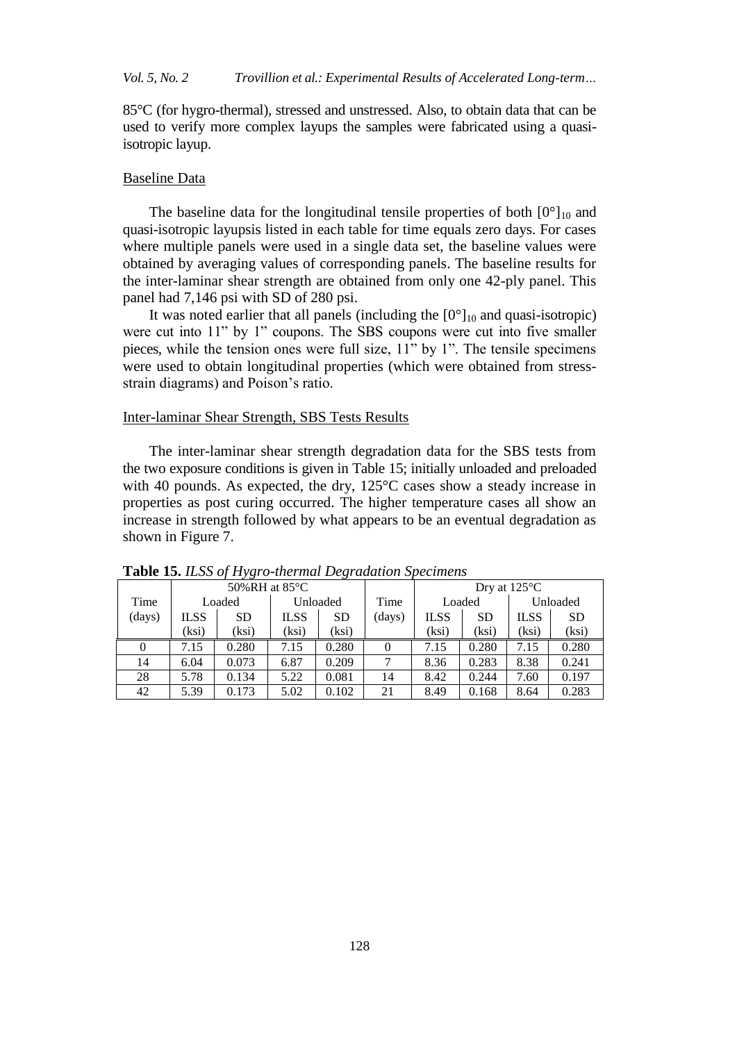85°C (for hygro-thermal), stressed and unstressed. Also, to obtain data that can be used to verify more complex layups the samples were fabricated using a quasi-isotropic layup.

Baseline Data

The baseline data for the longitudinal tensile properties of both $[0°]_{10}$ and quasi-isotropic layupsis listed in each table for time equals zero days. For cases where multiple panels were used in a single data set, the baseline values were obtained by averaging values of corresponding panels. The baseline results for the inter-laminar shear strength are obtained from only one 42-ply panel. This panel had 7,146 psi with SD of 280 psi.

It was noted earlier that all panels (including the $[0°]_{10}$ and quasi-isotropic) were cut into 11" by 1" coupons. The SBS coupons were cut into five smaller pieces, while the tension ones were full size, 11" by 1". The tensile specimens were used to obtain longitudinal properties (which were obtained from stress-strain diagrams) and Poison's ratio.

Inter-laminar Shear Strength, SBS Tests Results

The inter-laminar shear strength degradation data for the SBS tests from the two exposure conditions is given in Table 15; initially unloaded and preloaded with 40 pounds. As expected, the dry, 125°C cases show a steady increase in properties as post curing occurred. The higher temperature cases all show an increase in strength followed by what appears to be an eventual degradation as shown in Figure 7.

**Table 15.** *ILSS of Hygro-thermal Degradation Specimens*

| | 50%RH at 85°C | | | | | Dry at 125°C | | | |
|---|---|---|---|---|---|---|---|---|---|
| Time | Loaded | | Unloaded | | Time | Loaded | | Unloaded | |
| (days) | ILSS (ksi) | SD (ksi) | ILSS (ksi) | SD (ksi) | (days) | ILSS (ksi) | SD (ksi) | ILSS (ksi) | SD (ksi) |
| 0 | 7.15 | 0.280 | 7.15 | 0.280 | 0 | 7.15 | 0.280 | 7.15 | 0.280 |
| 14 | 6.04 | 0.073 | 6.87 | 0.209 | 7 | 8.36 | 0.283 | 8.38 | 0.241 |
| 28 | 5.78 | 0.134 | 5.22 | 0.081 | 14 | 8.42 | 0.244 | 7.60 | 0.197 |
| 42 | 5.39 | 0.173 | 5.02 | 0.102 | 21 | 8.49 | 0.168 | 8.64 | 0.283 |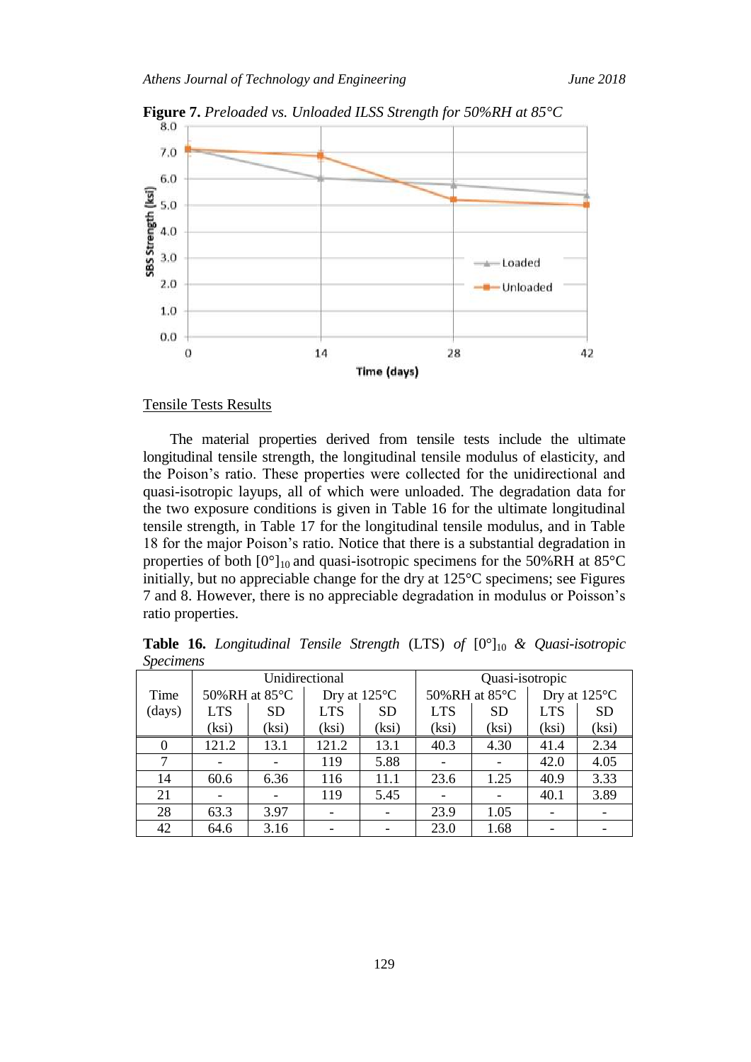**Figure 7.** *Preloaded vs. Unloaded ILSS Strength for 50%RH at 85°C*

Tensile Tests Results

The material properties derived from tensile tests include the ultimate longitudinal tensile strength, the longitudinal tensile modulus of elasticity, and the Poison's ratio. These properties were collected for the unidirectional and quasi-isotropic layups, all of which were unloaded. The degradation data for the two exposure conditions is given in Table 16 for the ultimate longitudinal tensile strength, in Table 17 for the longitudinal tensile modulus, and in Table 18 for the major Poison's ratio. Notice that there is a substantial degradation in properties of both $[0°]_{10}$ and quasi-isotropic specimens for the 50%RH at 85°C initially, but no appreciable change for the dry at 125°C specimens; see Figures 7 and 8. However, there is no appreciable degradation in modulus or Poisson's ratio properties.

**Table 16.** *Longitudinal Tensile Strength* (LTS) *of* $[0°]_{10}$ *& Quasi-isotropic Specimens*

| Time (days) | Unidirectional | | | | Quasi-isotropic | | | |
|---|---|---|---|---|---|---|---|---|
| | 50%RH at 85°C | | Dry at 125°C | | 50%RH at 85°C | | Dry at 125°C | |
| | LTS (ksi) | SD (ksi) | LTS (ksi) | SD (ksi) | LTS (ksi) | SD (ksi) | LTS (ksi) | SD (ksi) |
| 0 | 121.2 | 13.1 | 121.2 | 13.1 | 40.3 | 4.30 | 41.4 | 2.34 |
| 7 | - | - | 119 | 5.88 | - | - | 42.0 | 4.05 |
| 14 | 60.6 | 6.36 | 116 | 11.1 | 23.6 | 1.25 | 40.9 | 3.33 |
| 21 | - | - | 119 | 5.45 | - | - | 40.1 | 3.89 |
| 28 | 63.3 | 3.97 | - | - | 23.9 | 1.05 | - | - |
| 42 | 64.6 | 3.16 | - | - | 23.0 | 1.68 | - | - |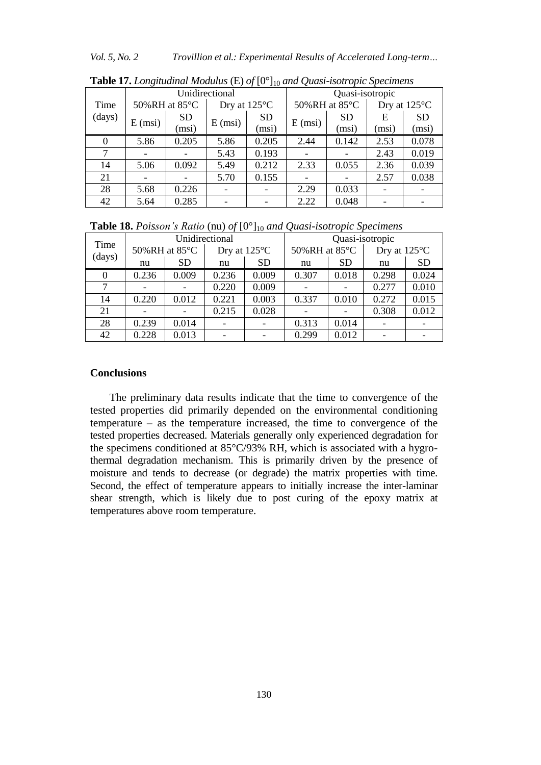**Table 17.** *Longitudinal Modulus* (E) *of* $[0°]_{10}$ *and Quasi-isotropic Specimens*

| Time (days) | Unidirectional | | | | Quasi-isotropic | | | |
|---|---|---|---|---|---|---|---|---|
| | 50%RH at 85°C | | Dry at 125°C | | 50%RH at 85°C | | Dry at 125°C | |
| | E (msi) | SD (msi) | E (msi) | SD (msi) | E (msi) | SD (msi) | E (msi) | SD (msi) |
| 0 | 5.86 | 0.205 | 5.86 | 0.205 | 2.44 | 0.142 | 2.53 | 0.078 |
| 7 | - | - | 5.43 | 0.193 | - | - | 2.43 | 0.019 |
| 14 | 5.06 | 0.092 | 5.49 | 0.212 | 2.33 | 0.055 | 2.36 | 0.039 |
| 21 | - | - | 5.70 | 0.155 | - | - | 2.57 | 0.038 |
| 28 | 5.68 | 0.226 | - | - | 2.29 | 0.033 | - | - |
| 42 | 5.64 | 0.285 | - | - | 2.22 | 0.048 | - | - |

**Table 18.** *Poisson's Ratio* (nu) *of* $[0°]_{10}$ *and Quasi-isotropic Specimens*

| Time (days) | Unidirectional | | | | Quasi-isotropic | | | |
|---|---|---|---|---|---|---|---|---|
| | 50%RH at 85°C | | Dry at 125°C | | 50%RH at 85°C | | Dry at 125°C | |
| | nu | SD | nu | SD | nu | SD | nu | SD |
| 0 | 0.236 | 0.009 | 0.236 | 0.009 | 0.307 | 0.018 | 0.298 | 0.024 |
| 7 | - | - | 0.220 | 0.009 | - | - | 0.277 | 0.010 |
| 14 | 0.220 | 0.012 | 0.221 | 0.003 | 0.337 | 0.010 | 0.272 | 0.015 |
| 21 | - | - | 0.215 | 0.028 | - | - | 0.308 | 0.012 |
| 28 | 0.239 | 0.014 | - | - | 0.313 | 0.014 | - | - |
| 42 | 0.228 | 0.013 | - | - | 0.299 | 0.012 | - | - |

## Conclusions

The preliminary data results indicate that the time to convergence of the tested properties did primarily depended on the environmental conditioning temperature – as the temperature increased, the time to convergence of the tested properties decreased. Materials generally only experienced degradation for the specimens conditioned at 85°C/93% RH, which is associated with a hygro-thermal degradation mechanism. This is primarily driven by the presence of moisture and tends to decrease (or degrade) the matrix properties with time. Second, the effect of temperature appears to initially increase the inter-laminar shear strength, which is likely due to post curing of the epoxy matrix at temperatures above room temperature.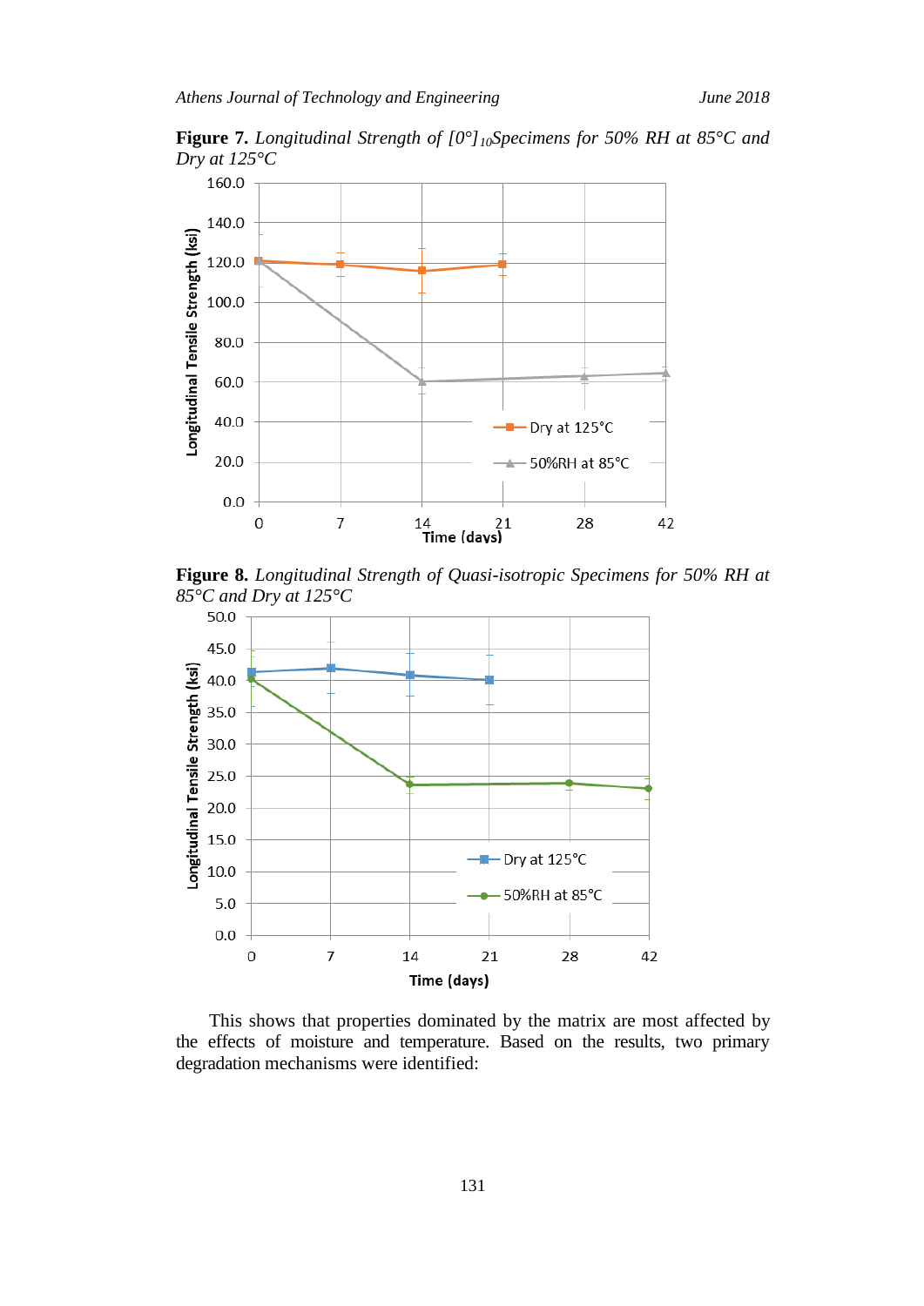**Figure 7.** *Longitudinal Strength of $[0°]_{10}$ Specimens for 50% RH at 85°C and Dry at 125°C*

**Figure 8.** *Longitudinal Strength of Quasi-isotropic Specimens for 50% RH at 85°C and Dry at 125°C*

This shows that properties dominated by the matrix are most affected by the effects of moisture and temperature. Based on the results, two primary degradation mechanisms were identified: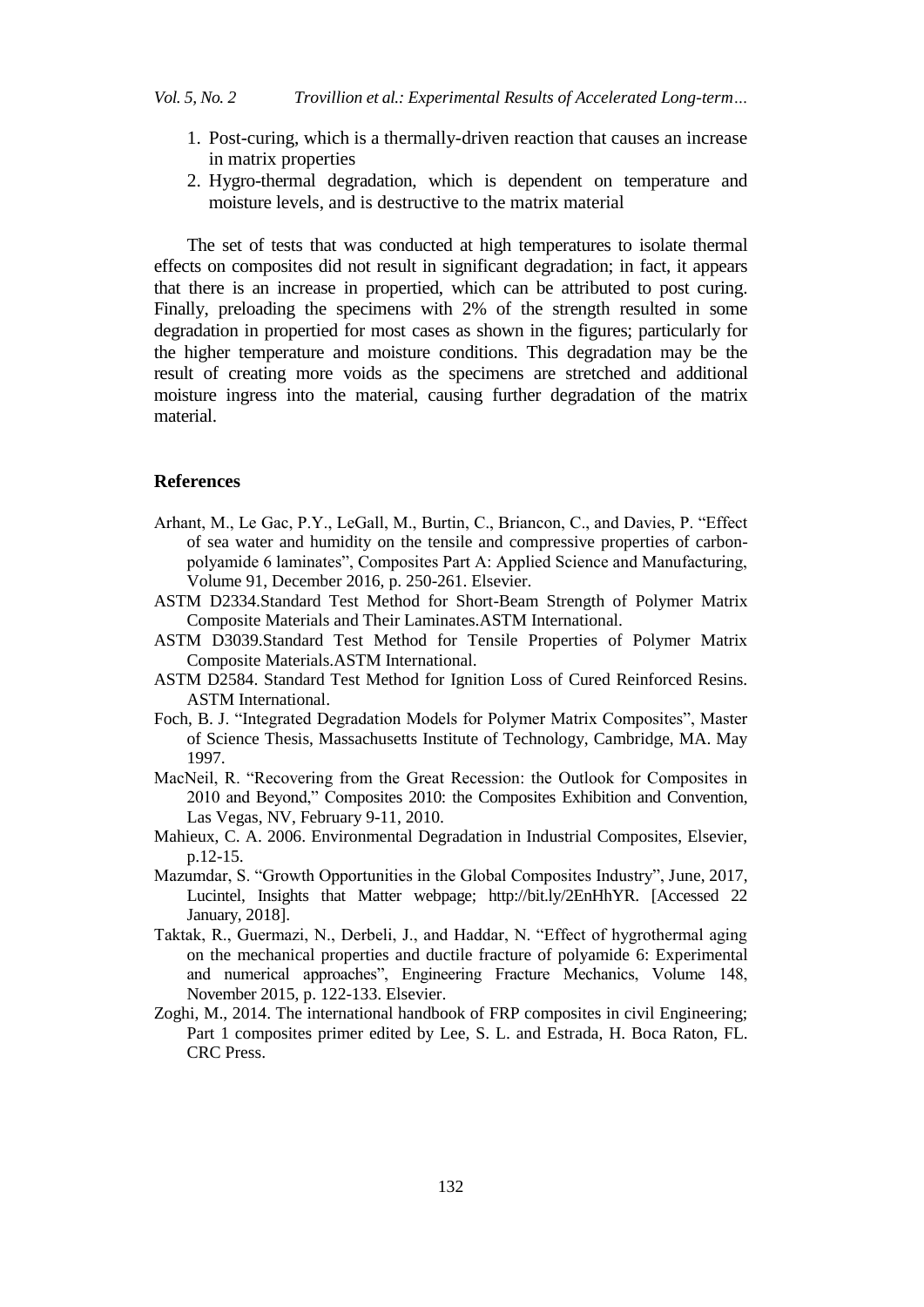1. Post-curing, which is a thermally-driven reaction that causes an increase in matrix properties
2. Hygro-thermal degradation, which is dependent on temperature and moisture levels, and is destructive to the matrix material

The set of tests that was conducted at high temperatures to isolate thermal effects on composites did not result in significant degradation; in fact, it appears that there is an increase in propertied, which can be attributed to post curing. Finally, preloading the specimens with 2% of the strength resulted in some degradation in propertied for most cases as shown in the figures; particularly for the higher temperature and moisture conditions. This degradation may be the result of creating more voids as the specimens are stretched and additional moisture ingress into the material, causing further degradation of the matrix material.

## References

Arhant, M., Le Gac, P.Y., LeGall, M., Burtin, C., Briancon, C., and Davies, P. "Effect of sea water and humidity on the tensile and compressive properties of carbon-polyamide 6 laminates", Composites Part A: Applied Science and Manufacturing, Volume 91, December 2016, p. 250-261. Elsevier.

ASTM D2334.Standard Test Method for Short-Beam Strength of Polymer Matrix Composite Materials and Their Laminates.ASTM International.

ASTM D3039.Standard Test Method for Tensile Properties of Polymer Matrix Composite Materials.ASTM International.

ASTM D2584. Standard Test Method for Ignition Loss of Cured Reinforced Resins. ASTM International.

Foch, B. J. "Integrated Degradation Models for Polymer Matrix Composites", Master of Science Thesis, Massachusetts Institute of Technology, Cambridge, MA. May 1997.

MacNeil, R. "Recovering from the Great Recession: the Outlook for Composites in 2010 and Beyond," Composites 2010: the Composites Exhibition and Convention, Las Vegas, NV, February 9-11, 2010.

Mahieux, C. A. 2006. Environmental Degradation in Industrial Composites, Elsevier, p.12-15.

Mazumdar, S. "Growth Opportunities in the Global Composites Industry", June, 2017, Lucintel, Insights that Matter webpage; http://bit.ly/2EnHhYR. [Accessed 22 January, 2018].

Taktak, R., Guermazi, N., Derbeli, J., and Haddar, N. "Effect of hygrothermal aging on the mechanical properties and ductile fracture of polyamide 6: Experimental and numerical approaches", Engineering Fracture Mechanics, Volume 148, November 2015, p. 122-133. Elsevier.

Zoghi, M., 2014. The international handbook of FRP composites in civil Engineering; Part 1 composites primer edited by Lee, S. L. and Estrada, H. Boca Raton, FL. CRC Press.